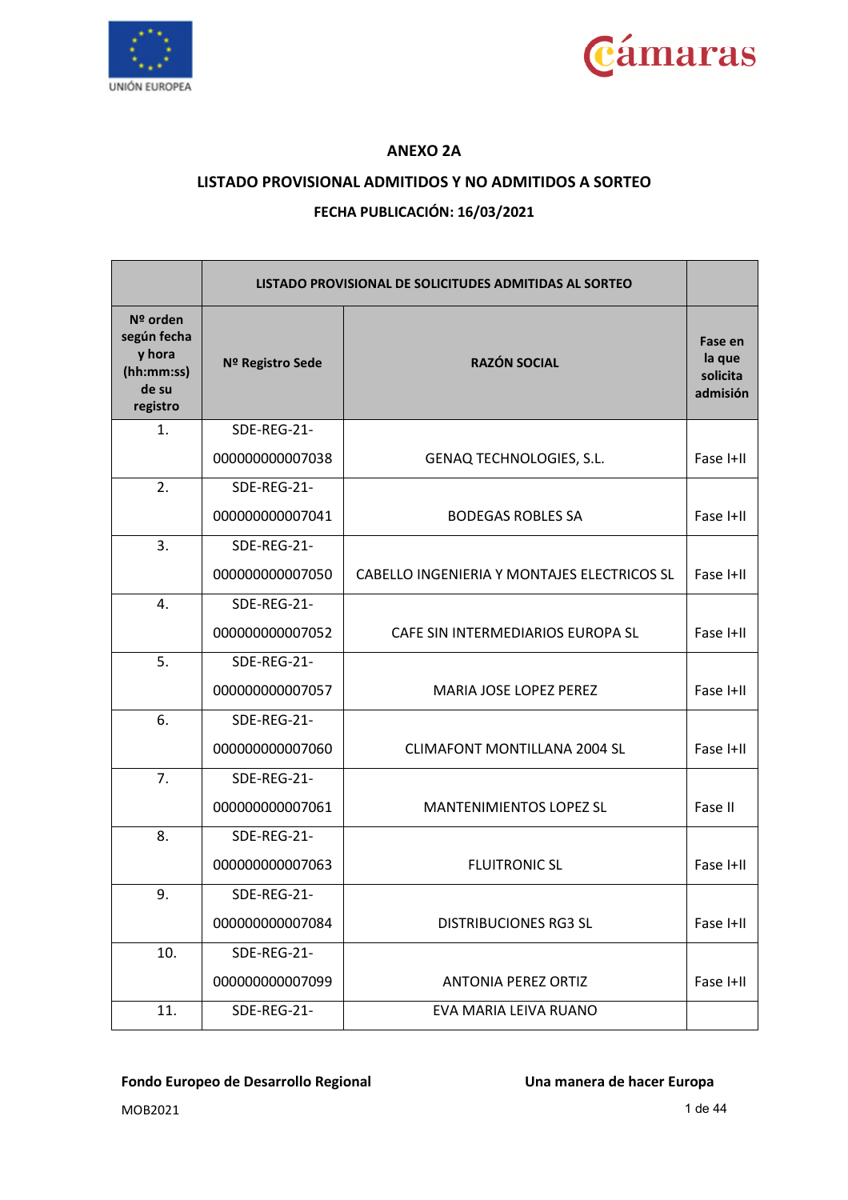**ANEXO 2A**

**LISTADO PROVISIONAL ADMITIDOS Y NO ADMITIDOS A SORTEO**

**FECHA PUBLICACIÓN: 16/03/2021**

| | LISTADO PROVISIONAL DE SOLICITUDES ADMITIDAS AL SORTEO | | |
|---|---|---|---|
| **Nº orden según fecha y hora (hh:mm:ss) de su registro** | **Nº Registro Sede** | **RAZÓN SOCIAL** | **Fase en la que solicita admisión** |
| 1. | SDE-REG-21-000000000007038 | GENAQ TECHNOLOGIES, S.L. | Fase I+II |
| 2. | SDE-REG-21-000000000007041 | BODEGAS ROBLES SA | Fase I+II |
| 3. | SDE-REG-21-000000000007050 | CABELLO INGENIERIA Y MONTAJES ELECTRICOS SL | Fase I+II |
| 4. | SDE-REG-21-000000000007052 | CAFE SIN INTERMEDIARIOS EUROPA SL | Fase I+II |
| 5. | SDE-REG-21-000000000007057 | MARIA JOSE LOPEZ PEREZ | Fase I+II |
| 6. | SDE-REG-21-000000000007060 | CLIMAFONT MONTILLANA 2004 SL | Fase I+II |
| 7. | SDE-REG-21-000000000007061 | MANTENIMIENTOS LOPEZ SL | Fase II |
| 8. | SDE-REG-21-000000000007063 | FLUITRONIC SL | Fase I+II |
| 9. | SDE-REG-21-000000000007084 | DISTRIBUCIONES RG3 SL | Fase I+II |
| 10. | SDE-REG-21-000000000007099 | ANTONIA PEREZ ORTIZ | Fase I+II |
| 11. | SDE-REG-21- | EVA MARIA LEIVA RUANO | |

**Fondo Europeo de Desarrollo Regional** **Una manera de hacer Europa**

MOB2021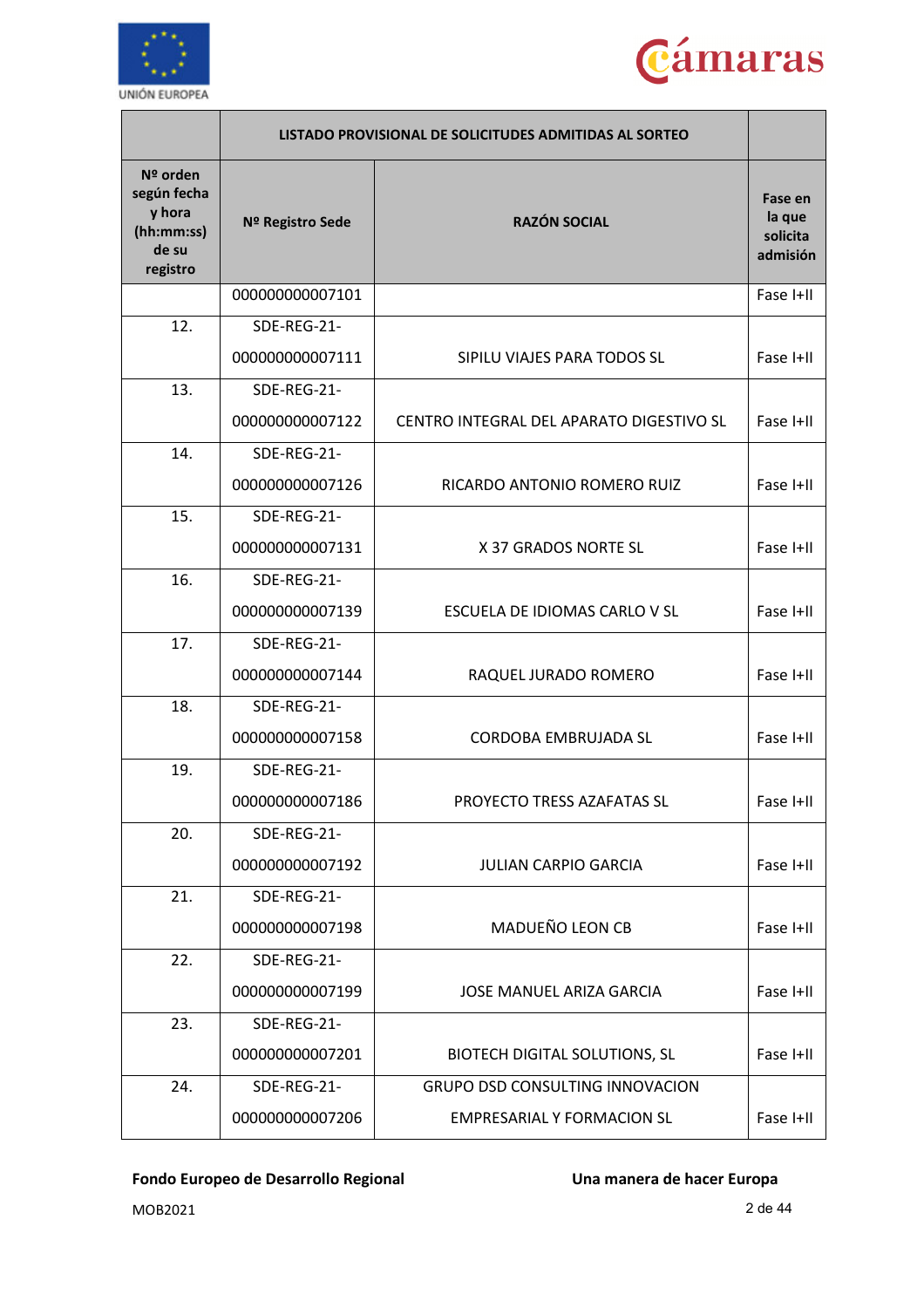| | LISTADO PROVISIONAL DE SOLICITUDES ADMITIDAS AL SORTEO | | |
|---|---|---|---|
| **Nº orden según fecha y hora (hh:mm:ss) de su registro** | **Nº Registro Sede** | **RAZÓN SOCIAL** | **Fase en la que solicita admisión** |
| | 000000000007101 | | Fase I+II |
| 12. | SDE-REG-21-000000000007111 | SIPILU VIAJES PARA TODOS SL | Fase I+II |
| 13. | SDE-REG-21-000000000007122 | CENTRO INTEGRAL DEL APARATO DIGESTIVO SL | Fase I+II |
| 14. | SDE-REG-21-000000000007126 | RICARDO ANTONIO ROMERO RUIZ | Fase I+II |
| 15. | SDE-REG-21-000000000007131 | X 37 GRADOS NORTE SL | Fase I+II |
| 16. | SDE-REG-21-000000000007139 | ESCUELA DE IDIOMAS CARLO V SL | Fase I+II |
| 17. | SDE-REG-21-000000000007144 | RAQUEL JURADO ROMERO | Fase I+II |
| 18. | SDE-REG-21-000000000007158 | CORDOBA EMBRUJADA SL | Fase I+II |
| 19. | SDE-REG-21-000000000007186 | PROYECTO TRESS AZAFATAS SL | Fase I+II |
| 20. | SDE-REG-21-000000000007192 | JULIAN CARPIO GARCIA | Fase I+II |
| 21. | SDE-REG-21-000000000007198 | MADUEÑO LEON CB | Fase I+II |
| 22. | SDE-REG-21-000000000007199 | JOSE MANUEL ARIZA GARCIA | Fase I+II |
| 23. | SDE-REG-21-000000000007201 | BIOTECH DIGITAL SOLUTIONS, SL | Fase I+II |
| 24. | SDE-REG-21-000000000007206 | GRUPO DSD CONSULTING INNOVACION EMPRESARIAL Y FORMACION SL | Fase I+II |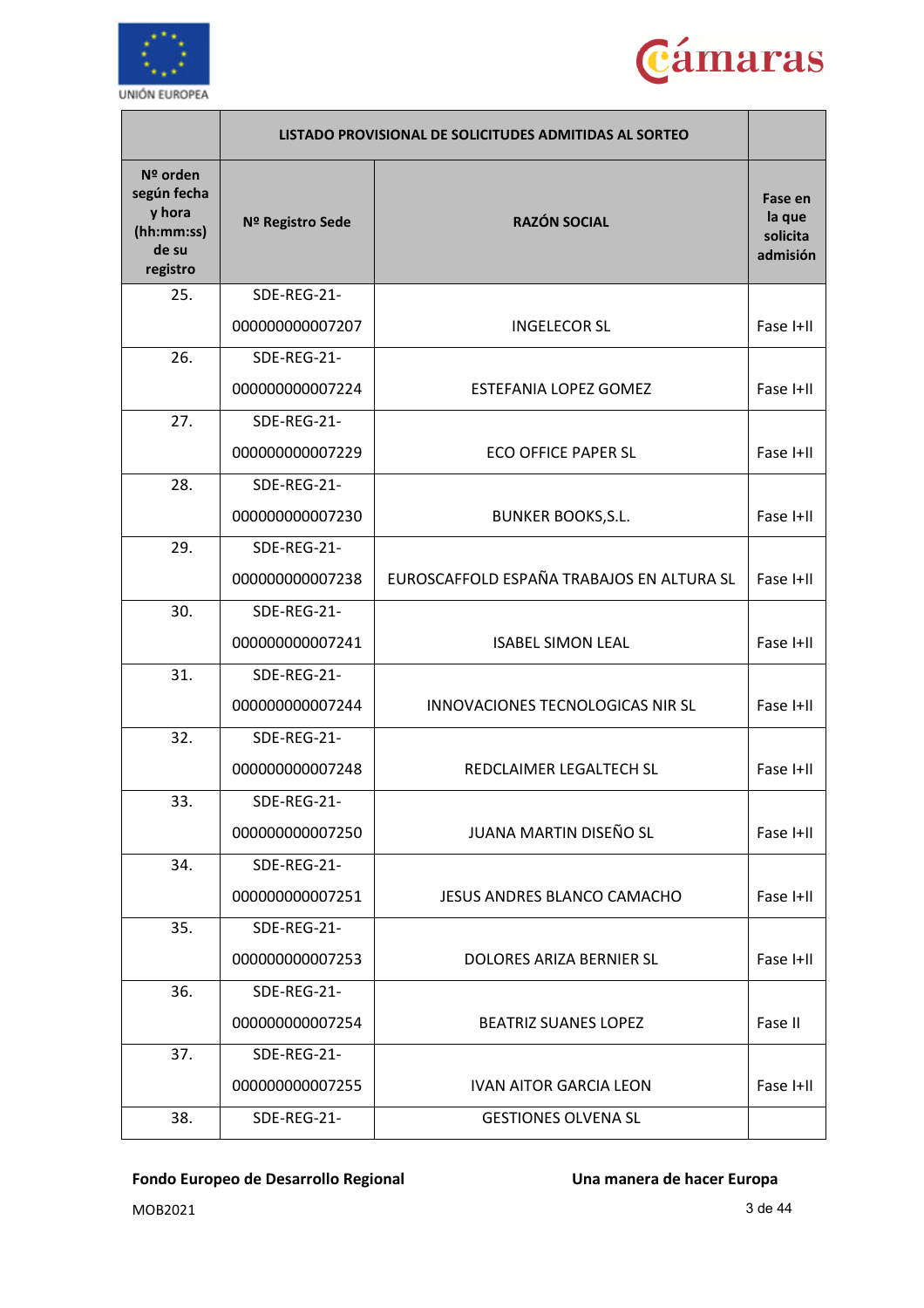| | LISTADO PROVISIONAL DE SOLICITUDES ADMITIDAS AL SORTEO | | |
|---|---|---|---|
| **Nº orden según fecha y hora (hh:mm:ss) de su registro** | **Nº Registro Sede** | **RAZÓN SOCIAL** | **Fase en la que solicita admisión** |
| 25. | SDE-REG-21-000000000007207 | INGELECOR SL | Fase I+II |
| 26. | SDE-REG-21-000000000007224 | ESTEFANIA LOPEZ GOMEZ | Fase I+II |
| 27. | SDE-REG-21-000000000007229 | ECO OFFICE PAPER SL | Fase I+II |
| 28. | SDE-REG-21-000000000007230 | BUNKER BOOKS,S.L. | Fase I+II |
| 29. | SDE-REG-21-000000000007238 | EUROSCAFFOLD ESPAÑA TRABAJOS EN ALTURA SL | Fase I+II |
| 30. | SDE-REG-21-000000000007241 | ISABEL SIMON LEAL | Fase I+II |
| 31. | SDE-REG-21-000000000007244 | INNOVACIONES TECNOLOGICAS NIR SL | Fase I+II |
| 32. | SDE-REG-21-000000000007248 | REDCLAIMER LEGALTECH SL | Fase I+II |
| 33. | SDE-REG-21-000000000007250 | JUANA MARTIN DISEÑO SL | Fase I+II |
| 34. | SDE-REG-21-000000000007251 | JESUS ANDRES BLANCO CAMACHO | Fase I+II |
| 35. | SDE-REG-21-000000000007253 | DOLORES ARIZA BERNIER SL | Fase I+II |
| 36. | SDE-REG-21-000000000007254 | BEATRIZ SUANES LOPEZ | Fase II |
| 37. | SDE-REG-21-000000000007255 | IVAN AITOR GARCIA LEON | Fase I+II |
| 38. | SDE-REG-21- | GESTIONES OLVENA SL | |

**Fondo Europeo de Desarrollo Regional** **Una manera de hacer Europa**

MOB2021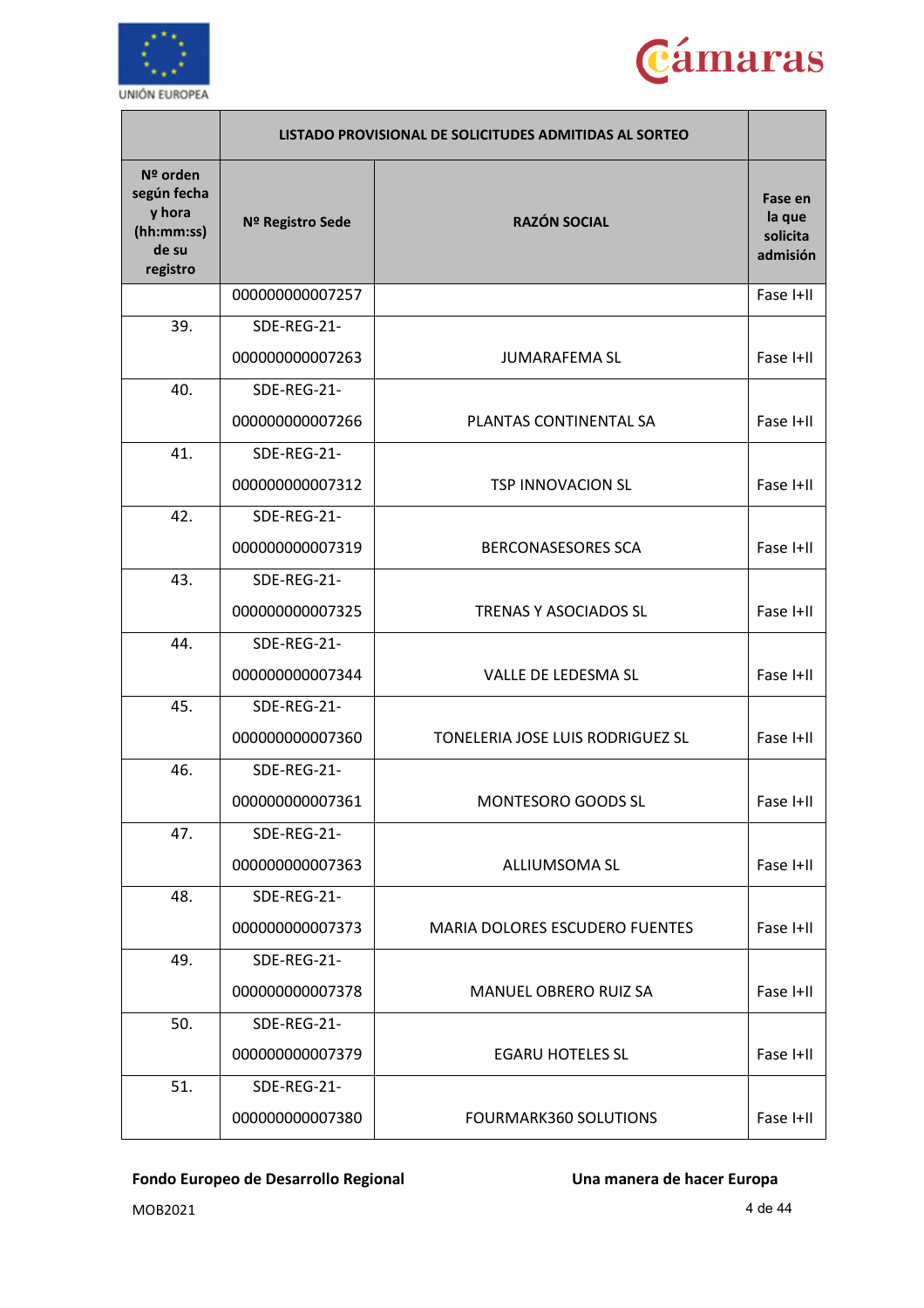| | LISTADO PROVISIONAL DE SOLICITUDES ADMITIDAS AL SORTEO | | |
|---|---|---|---|
| **Nº orden según fecha y hora (hh:mm:ss) de su registro** | **Nº Registro Sede** | **RAZÓN SOCIAL** | **Fase en la que solicita admisión** |
| | 000000000007257 | | Fase I+II |
| 39. | SDE-REG-21-000000000007263 | JUMARAFEMA SL | Fase I+II |
| 40. | SDE-REG-21-000000000007266 | PLANTAS CONTINENTAL SA | Fase I+II |
| 41. | SDE-REG-21-000000000007312 | TSP INNOVACION SL | Fase I+II |
| 42. | SDE-REG-21-000000000007319 | BERCONASESORES SCA | Fase I+II |
| 43. | SDE-REG-21-000000000007325 | TRENAS Y ASOCIADOS SL | Fase I+II |
| 44. | SDE-REG-21-000000000007344 | VALLE DE LEDESMA SL | Fase I+II |
| 45. | SDE-REG-21-000000000007360 | TONELERIA JOSE LUIS RODRIGUEZ SL | Fase I+II |
| 46. | SDE-REG-21-000000000007361 | MONTESORO GOODS SL | Fase I+II |
| 47. | SDE-REG-21-000000000007363 | ALLIUMSOMA SL | Fase I+II |
| 48. | SDE-REG-21-000000000007373 | MARIA DOLORES ESCUDERO FUENTES | Fase I+II |
| 49. | SDE-REG-21-000000000007378 | MANUEL OBRERO RUIZ SA | Fase I+II |
| 50. | SDE-REG-21-000000000007379 | EGARU HOTELES SL | Fase I+II |
| 51. | SDE-REG-21-000000000007380 | FOURMARK360 SOLUTIONS | Fase I+II |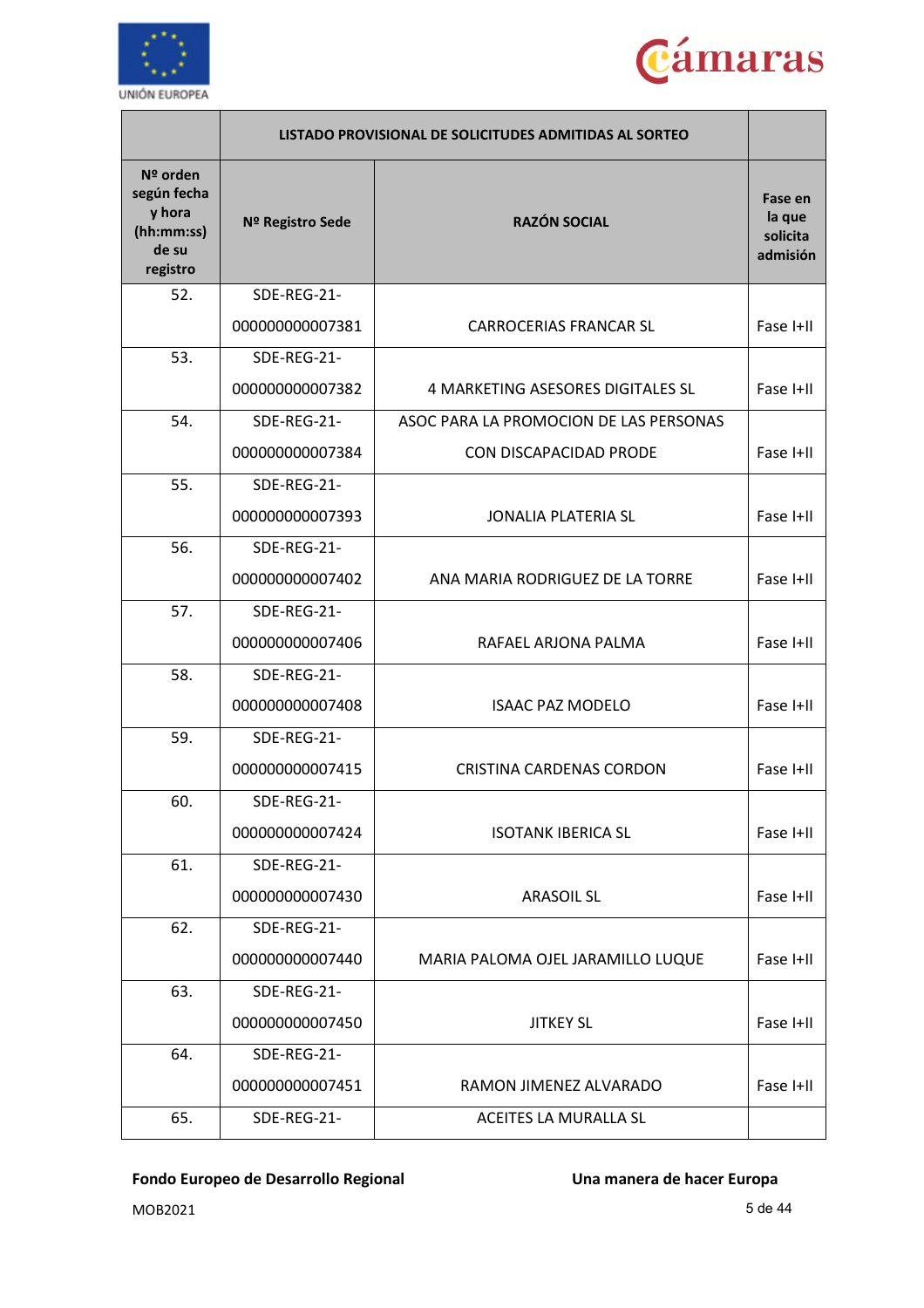| | LISTADO PROVISIONAL DE SOLICITUDES ADMITIDAS AL SORTEO | | |
|---|---|---|---|
| **Nº orden según fecha y hora (hh:mm:ss) de su registro** | **Nº Registro Sede** | **RAZÓN SOCIAL** | **Fase en la que solicita admisión** |
| 52. | SDE-REG-21-000000000007381 | CARROCERIAS FRANCAR SL | Fase I+II |
| 53. | SDE-REG-21-000000000007382 | 4 MARKETING ASESORES DIGITALES SL | Fase I+II |
| 54. | SDE-REG-21-000000000007384 | ASOC PARA LA PROMOCION DE LAS PERSONAS CON DISCAPACIDAD PRODE | Fase I+II |
| 55. | SDE-REG-21-000000000007393 | JONALIA PLATERIA SL | Fase I+II |
| 56. | SDE-REG-21-000000000007402 | ANA MARIA RODRIGUEZ DE LA TORRE | Fase I+II |
| 57. | SDE-REG-21-000000000007406 | RAFAEL ARJONA PALMA | Fase I+II |
| 58. | SDE-REG-21-000000000007408 | ISAAC PAZ MODELO | Fase I+II |
| 59. | SDE-REG-21-000000000007415 | CRISTINA CARDENAS CORDON | Fase I+II |
| 60. | SDE-REG-21-000000000007424 | ISOTANK IBERICA SL | Fase I+II |
| 61. | SDE-REG-21-000000000007430 | ARASOIL SL | Fase I+II |
| 62. | SDE-REG-21-000000000007440 | MARIA PALOMA OJEL JARAMILLO LUQUE | Fase I+II |
| 63. | SDE-REG-21-000000000007450 | JITKEY SL | Fase I+II |
| 64. | SDE-REG-21-000000000007451 | RAMON JIMENEZ ALVARADO | Fase I+II |
| 65. | SDE-REG-21- | ACEITES LA MURALLA SL | |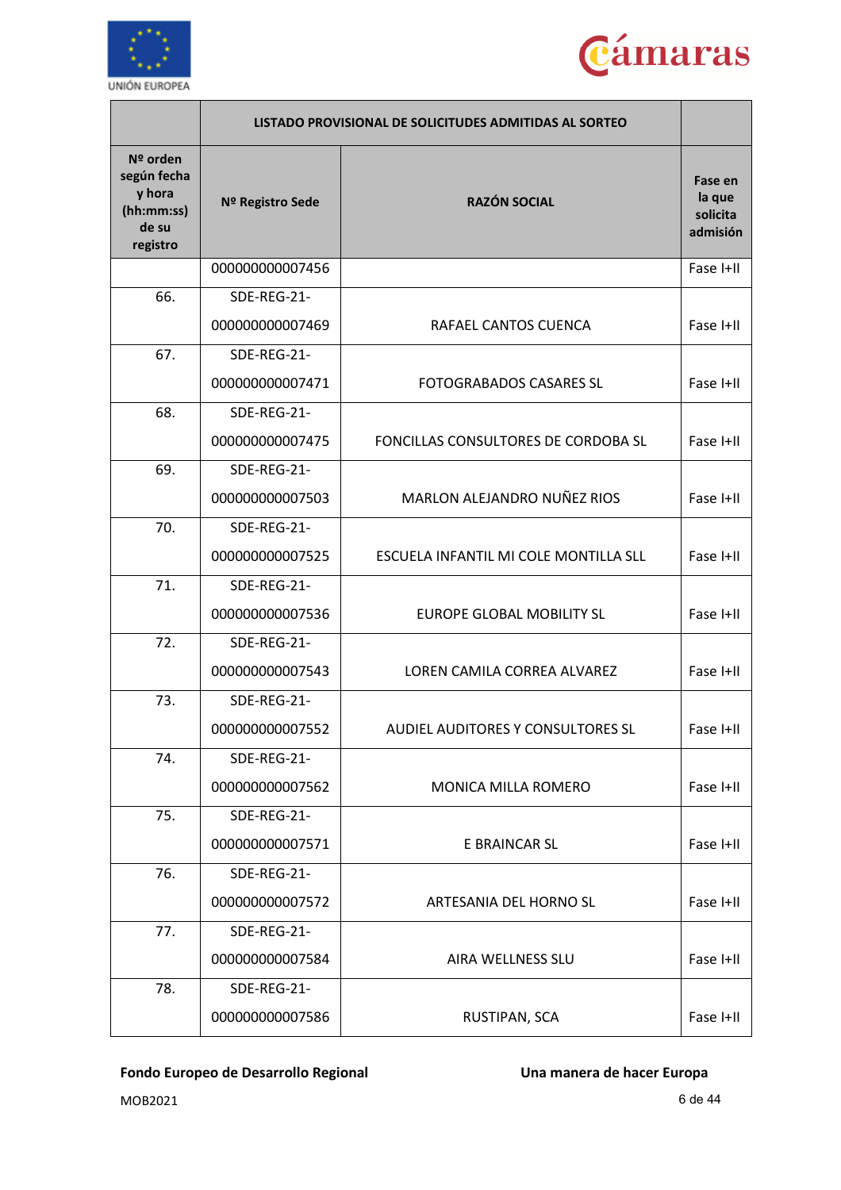| | LISTADO PROVISIONAL DE SOLICITUDES ADMITIDAS AL SORTEO | | |
|---|---|---|---|
| **Nº orden según fecha y hora (hh:mm:ss) de su registro** | **Nº Registro Sede** | **RAZÓN SOCIAL** | **Fase en la que solicita admisión** |
| | 000000000007456 | | Fase I+II |
| 66. | SDE-REG-21-000000000007469 | RAFAEL CANTOS CUENCA | Fase I+II |
| 67. | SDE-REG-21-000000000007471 | FOTOGRABADOS CASARES SL | Fase I+II |
| 68. | SDE-REG-21-000000000007475 | FONCILLAS CONSULTORES DE CORDOBA SL | Fase I+II |
| 69. | SDE-REG-21-000000000007503 | MARLON ALEJANDRO NUÑEZ RIOS | Fase I+II |
| 70. | SDE-REG-21-000000000007525 | ESCUELA INFANTIL MI COLE MONTILLA SLL | Fase I+II |
| 71. | SDE-REG-21-000000000007536 | EUROPE GLOBAL MOBILITY SL | Fase I+II |
| 72. | SDE-REG-21-000000000007543 | LOREN CAMILA CORREA ALVAREZ | Fase I+II |
| 73. | SDE-REG-21-000000000007552 | AUDIEL AUDITORES Y CONSULTORES SL | Fase I+II |
| 74. | SDE-REG-21-000000000007562 | MONICA MILLA ROMERO | Fase I+II |
| 75. | SDE-REG-21-000000000007571 | E BRAINCAR SL | Fase I+II |
| 76. | SDE-REG-21-000000000007572 | ARTESANIA DEL HORNO SL | Fase I+II |
| 77. | SDE-REG-21-000000000007584 | AIRA WELLNESS SLU | Fase I+II |
| 78. | SDE-REG-21-000000000007586 | RUSTIPAN, SCA | Fase I+II |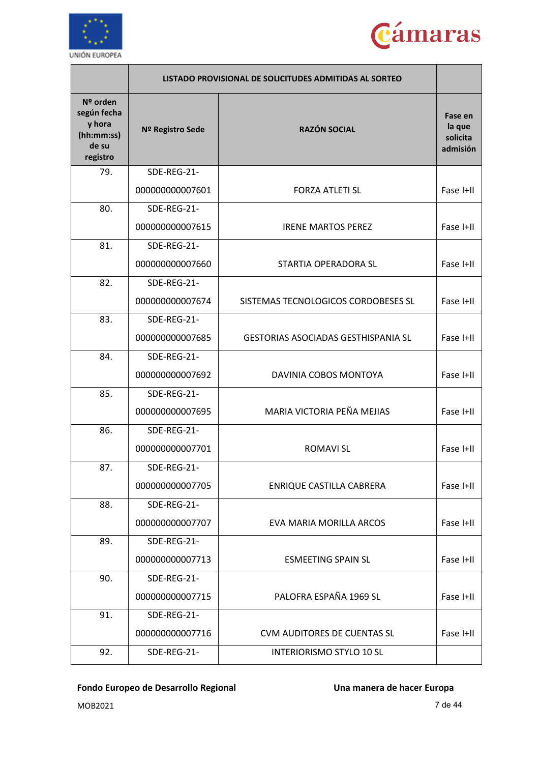| | LISTADO PROVISIONAL DE SOLICITUDES ADMITIDAS AL SORTEO | | |
|---|---|---|---|
| **Nº orden según fecha y hora (hh:mm:ss) de su registro** | **Nº Registro Sede** | **RAZÓN SOCIAL** | **Fase en la que solicita admisión** |
| 79. | SDE-REG-21-000000000007601 | FORZA ATLETI SL | Fase I+II |
| 80. | SDE-REG-21-000000000007615 | IRENE MARTOS PEREZ | Fase I+II |
| 81. | SDE-REG-21-000000000007660 | STARTIA OPERADORA SL | Fase I+II |
| 82. | SDE-REG-21-000000000007674 | SISTEMAS TECNOLOGICOS CORDOBESES SL | Fase I+II |
| 83. | SDE-REG-21-000000000007685 | GESTORIAS ASOCIADAS GESTHISPANIA SL | Fase I+II |
| 84. | SDE-REG-21-000000000007692 | DAVINIA COBOS MONTOYA | Fase I+II |
| 85. | SDE-REG-21-000000000007695 | MARIA VICTORIA PEÑA MEJIAS | Fase I+II |
| 86. | SDE-REG-21-000000000007701 | ROMAVI SL | Fase I+II |
| 87. | SDE-REG-21-000000000007705 | ENRIQUE CASTILLA CABRERA | Fase I+II |
| 88. | SDE-REG-21-000000000007707 | EVA MARIA MORILLA ARCOS | Fase I+II |
| 89. | SDE-REG-21-000000000007713 | ESMEETING SPAIN SL | Fase I+II |
| 90. | SDE-REG-21-000000000007715 | PALOFRA ESPAÑA 1969 SL | Fase I+II |
| 91. | SDE-REG-21-000000000007716 | CVM AUDITORES DE CUENTAS SL | Fase I+II |
| 92. | SDE-REG-21- | INTERIORISMO STYLO 10 SL | |

**Fondo Europeo de Desarrollo Regional** **Una manera de hacer Europa**

MOB2021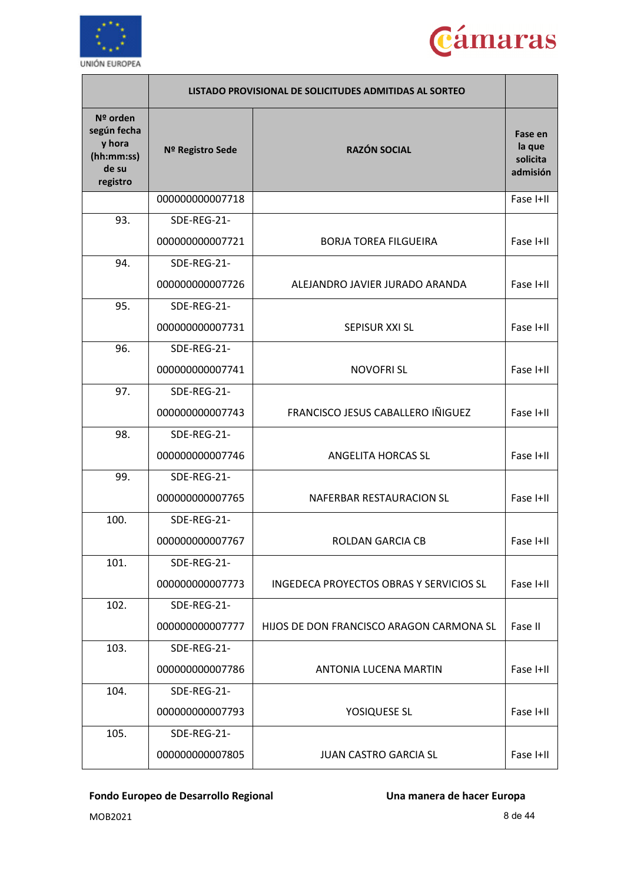| | LISTADO PROVISIONAL DE SOLICITUDES ADMITIDAS AL SORTEO | | |
|---|---|---|---|
| **Nº orden según fecha y hora (hh:mm:ss) de su registro** | **Nº Registro Sede** | **RAZÓN SOCIAL** | **Fase en la que solicita admisión** |
| | 000000000007718 | | Fase I+II |
| 93. | SDE-REG-21-000000000007721 | BORJA TOREA FILGUEIRA | Fase I+II |
| 94. | SDE-REG-21-000000000007726 | ALEJANDRO JAVIER JURADO ARANDA | Fase I+II |
| 95. | SDE-REG-21-000000000007731 | SEPISUR XXI SL | Fase I+II |
| 96. | SDE-REG-21-000000000007741 | NOVOFRI SL | Fase I+II |
| 97. | SDE-REG-21-000000000007743 | FRANCISCO JESUS CABALLERO IÑIGUEZ | Fase I+II |
| 98. | SDE-REG-21-000000000007746 | ANGELITA HORCAS SL | Fase I+II |
| 99. | SDE-REG-21-000000000007765 | NAFERBAR RESTAURACION SL | Fase I+II |
| 100. | SDE-REG-21-000000000007767 | ROLDAN GARCIA CB | Fase I+II |
| 101. | SDE-REG-21-000000000007773 | INGEDECA PROYECTOS OBRAS Y SERVICIOS SL | Fase I+II |
| 102. | SDE-REG-21-000000000007777 | HIJOS DE DON FRANCISCO ARAGON CARMONA SL | Fase II |
| 103. | SDE-REG-21-000000000007786 | ANTONIA LUCENA MARTIN | Fase I+II |
| 104. | SDE-REG-21-000000000007793 | YOSIQUESE SL | Fase I+II |
| 105. | SDE-REG-21-000000000007805 | JUAN CASTRO GARCIA SL | Fase I+II |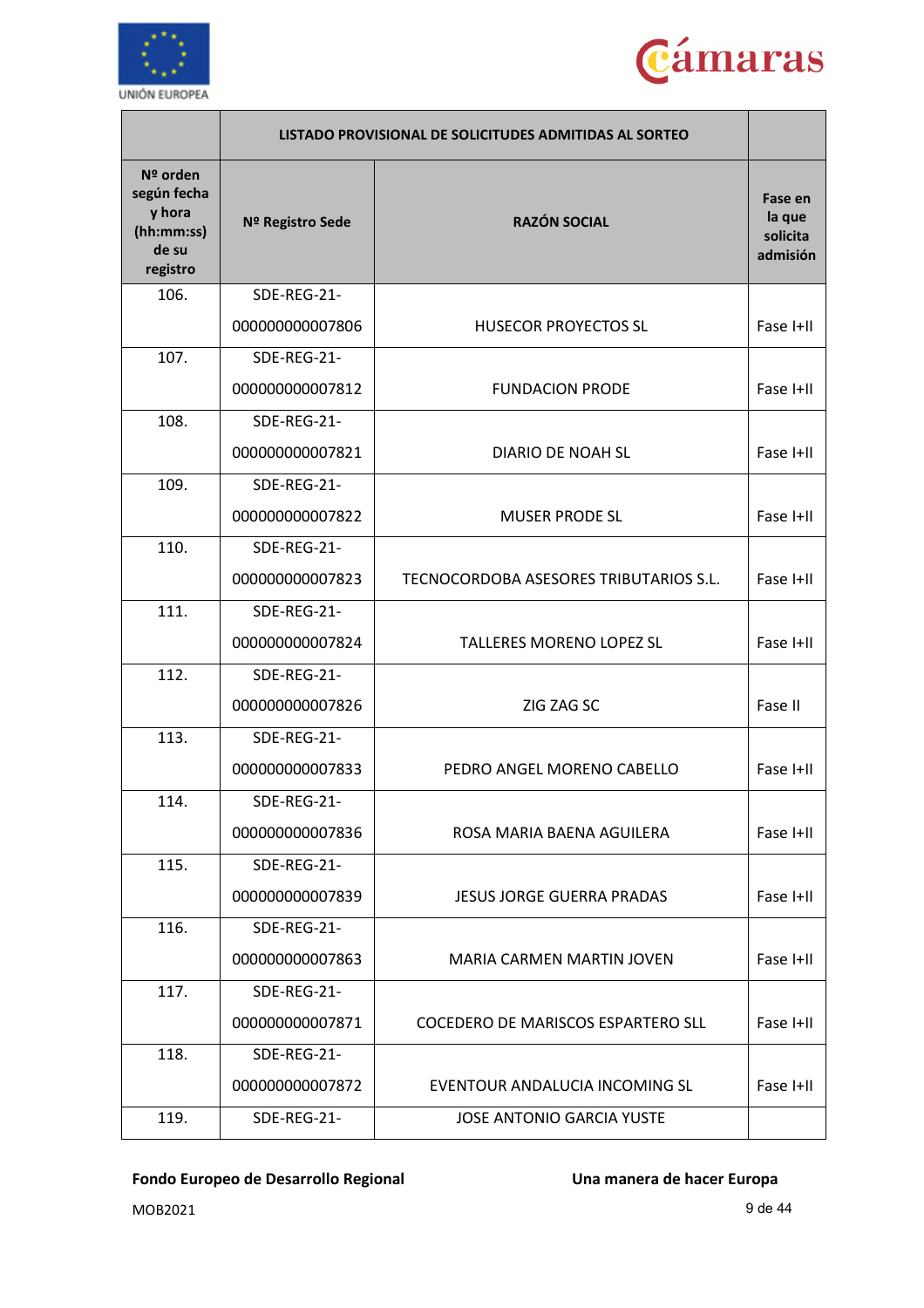| | LISTADO PROVISIONAL DE SOLICITUDES ADMITIDAS AL SORTEO | | |
|---|---|---|---|
| Nº orden según fecha y hora (hh:mm:ss) de su registro | Nº Registro Sede | RAZÓN SOCIAL | Fase en la que solicita admisión |
| 106. | SDE-REG-21-000000000007806 | HUSECOR PROYECTOS SL | Fase I+II |
| 107. | SDE-REG-21-000000000007812 | FUNDACION PRODE | Fase I+II |
| 108. | SDE-REG-21-000000000007821 | DIARIO DE NOAH SL | Fase I+II |
| 109. | SDE-REG-21-000000000007822 | MUSER PRODE SL | Fase I+II |
| 110. | SDE-REG-21-000000000007823 | TECNOCORDOBA ASESORES TRIBUTARIOS S.L. | Fase I+II |
| 111. | SDE-REG-21-000000000007824 | TALLERES MORENO LOPEZ SL | Fase I+II |
| 112. | SDE-REG-21-000000000007826 | ZIG ZAG SC | Fase II |
| 113. | SDE-REG-21-000000000007833 | PEDRO ANGEL MORENO CABELLO | Fase I+II |
| 114. | SDE-REG-21-000000000007836 | ROSA MARIA BAENA AGUILERA | Fase I+II |
| 115. | SDE-REG-21-000000000007839 | JESUS JORGE GUERRA PRADAS | Fase I+II |
| 116. | SDE-REG-21-000000000007863 | MARIA CARMEN MARTIN JOVEN | Fase I+II |
| 117. | SDE-REG-21-000000000007871 | COCEDERO DE MARISCOS ESPARTERO SLL | Fase I+II |
| 118. | SDE-REG-21-000000000007872 | EVENTOUR ANDALUCIA INCOMING SL | Fase I+II |
| 119. | SDE-REG-21- | JOSE ANTONIO GARCIA YUSTE | |

**Fondo Europeo de Desarrollo Regional** **Una manera de hacer Europa**

MOB2021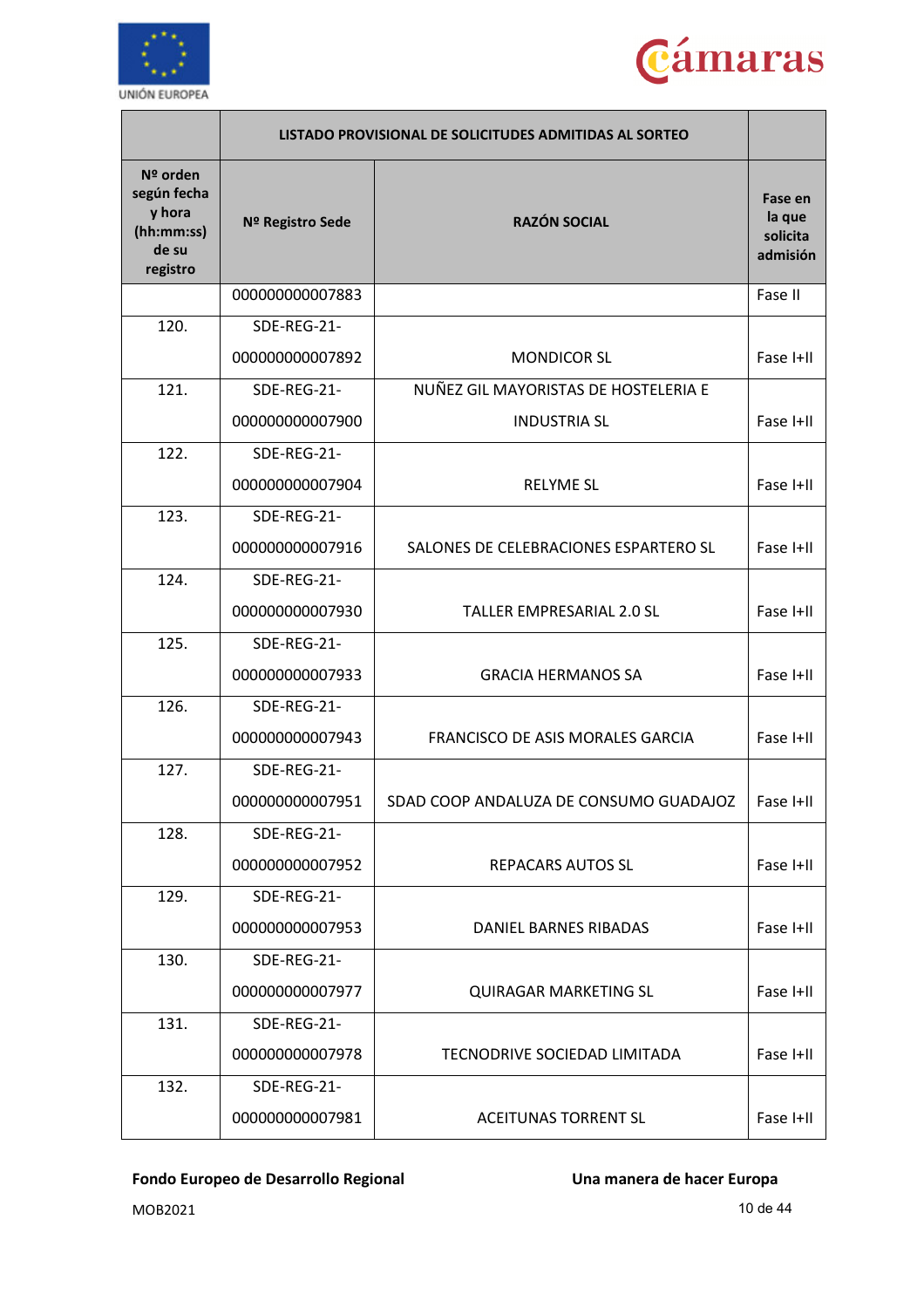| | LISTADO PROVISIONAL DE SOLICITUDES ADMITIDAS AL SORTEO | | |
|---|---|---|---|
| **Nº orden según fecha y hora (hh:mm:ss) de su registro** | **Nº Registro Sede** | **RAZÓN SOCIAL** | **Fase en la que solicita admisión** |
| | 000000000007883 | | Fase II |
| 120. | SDE-REG-21-000000000007892 | MONDICOR SL | Fase I+II |
| 121. | SDE-REG-21-000000000007900 | NUÑEZ GIL MAYORISTAS DE HOSTELERIA E INDUSTRIA SL | Fase I+II |
| 122. | SDE-REG-21-000000000007904 | RELYME SL | Fase I+II |
| 123. | SDE-REG-21-000000000007916 | SALONES DE CELEBRACIONES ESPARTERO SL | Fase I+II |
| 124. | SDE-REG-21-000000000007930 | TALLER EMPRESARIAL 2.0 SL | Fase I+II |
| 125. | SDE-REG-21-000000000007933 | GRACIA HERMANOS SA | Fase I+II |
| 126. | SDE-REG-21-000000000007943 | FRANCISCO DE ASIS MORALES GARCIA | Fase I+II |
| 127. | SDE-REG-21-000000000007951 | SDAD COOP ANDALUZA DE CONSUMO GUADAJOZ | Fase I+II |
| 128. | SDE-REG-21-000000000007952 | REPACARS AUTOS SL | Fase I+II |
| 129. | SDE-REG-21-000000000007953 | DANIEL BARNES RIBADAS | Fase I+II |
| 130. | SDE-REG-21-000000000007977 | QUIRAGAR MARKETING SL | Fase I+II |
| 131. | SDE-REG-21-000000000007978 | TECNODRIVE SOCIEDAD LIMITADA | Fase I+II |
| 132. | SDE-REG-21-000000000007981 | ACEITUNAS TORRENT SL | Fase I+II |

**Fondo Europeo de Desarrollo Regional** **Una manera de hacer Europa**

MOB2021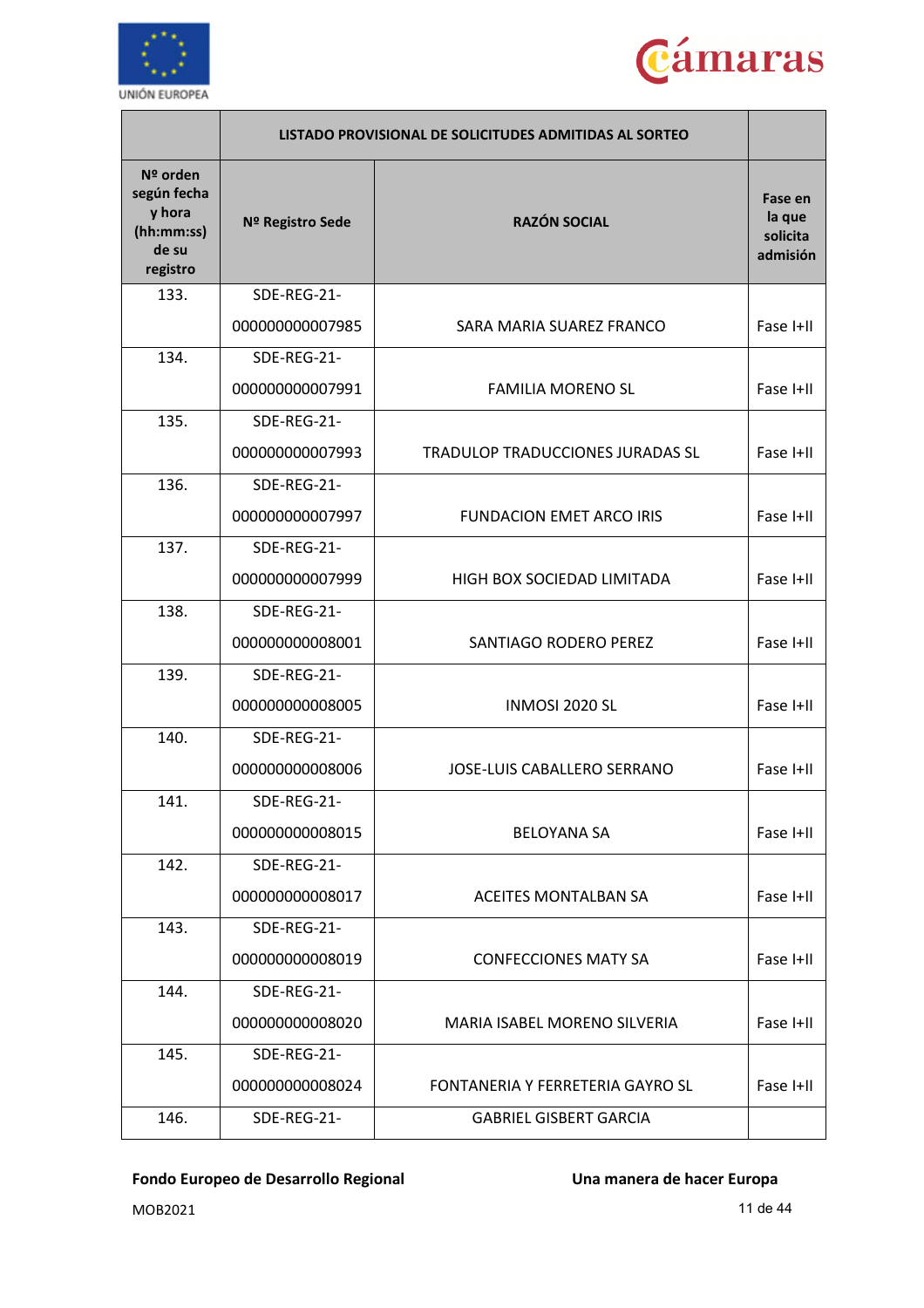| | LISTADO PROVISIONAL DE SOLICITUDES ADMITIDAS AL SORTEO | | |
|---|---|---|---|
| **Nº orden según fecha y hora (hh:mm:ss) de su registro** | **Nº Registro Sede** | **RAZÓN SOCIAL** | **Fase en la que solicita admisión** |
| 133. | SDE-REG-21-000000000007985 | SARA MARIA SUAREZ FRANCO | Fase I+II |
| 134. | SDE-REG-21-000000000007991 | FAMILIA MORENO SL | Fase I+II |
| 135. | SDE-REG-21-000000000007993 | TRADULOP TRADUCCIONES JURADAS SL | Fase I+II |
| 136. | SDE-REG-21-000000000007997 | FUNDACION EMET ARCO IRIS | Fase I+II |
| 137. | SDE-REG-21-000000000007999 | HIGH BOX SOCIEDAD LIMITADA | Fase I+II |
| 138. | SDE-REG-21-000000000008001 | SANTIAGO RODERO PEREZ | Fase I+II |
| 139. | SDE-REG-21-000000000008005 | INMOSI 2020 SL | Fase I+II |
| 140. | SDE-REG-21-000000000008006 | JOSE-LUIS CABALLERO SERRANO | Fase I+II |
| 141. | SDE-REG-21-000000000008015 | BELOYANA SA | Fase I+II |
| 142. | SDE-REG-21-000000000008017 | ACEITES MONTALBAN SA | Fase I+II |
| 143. | SDE-REG-21-000000000008019 | CONFECCIONES MATY SA | Fase I+II |
| 144. | SDE-REG-21-000000000008020 | MARIA ISABEL MORENO SILVERIA | Fase I+II |
| 145. | SDE-REG-21-000000000008024 | FONTANERIA Y FERRETERIA GAYRO SL | Fase I+II |
| 146. | SDE-REG-21- | GABRIEL GISBERT GARCIA | |

**Fondo Europeo de Desarrollo Regional** **Una manera de hacer Europa**

MOB2021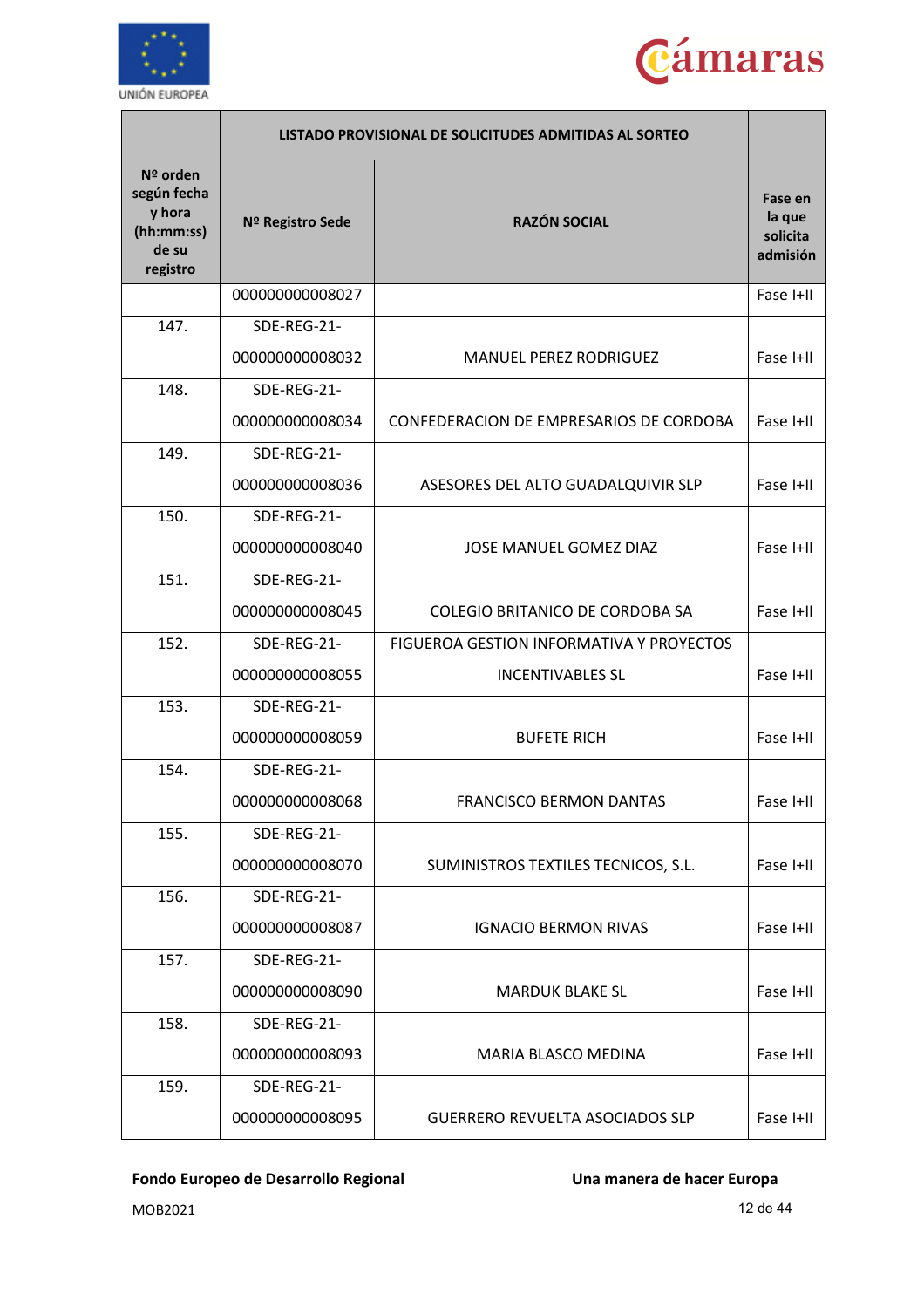| | LISTADO PROVISIONAL DE SOLICITUDES ADMITIDAS AL SORTEO | | |
|---|---|---|---|
| **Nº orden según fecha y hora (hh:mm:ss) de su registro** | **Nº Registro Sede** | **RAZÓN SOCIAL** | **Fase en la que solicita admisión** |
| | 000000000008027 | | Fase I+II |
| 147. | SDE-REG-21-000000000008032 | MANUEL PEREZ RODRIGUEZ | Fase I+II |
| 148. | SDE-REG-21-000000000008034 | CONFEDERACION DE EMPRESARIOS DE CORDOBA | Fase I+II |
| 149. | SDE-REG-21-000000000008036 | ASESORES DEL ALTO GUADALQUIVIR SLP | Fase I+II |
| 150. | SDE-REG-21-000000000008040 | JOSE MANUEL GOMEZ DIAZ | Fase I+II |
| 151. | SDE-REG-21-000000000008045 | COLEGIO BRITANICO DE CORDOBA SA | Fase I+II |
| 152. | SDE-REG-21-000000000008055 | FIGUEROA GESTION INFORMATIVA Y PROYECTOS INCENTIVABLES SL | Fase I+II |
| 153. | SDE-REG-21-000000000008059 | BUFETE RICH | Fase I+II |
| 154. | SDE-REG-21-000000000008068 | FRANCISCO BERMON DANTAS | Fase I+II |
| 155. | SDE-REG-21-000000000008070 | SUMINISTROS TEXTILES TECNICOS, S.L. | Fase I+II |
| 156. | SDE-REG-21-000000000008087 | IGNACIO BERMON RIVAS | Fase I+II |
| 157. | SDE-REG-21-000000000008090 | MARDUK BLAKE SL | Fase I+II |
| 158. | SDE-REG-21-000000000008093 | MARIA BLASCO MEDINA | Fase I+II |
| 159. | SDE-REG-21-000000000008095 | GUERRERO REVUELTA ASOCIADOS SLP | Fase I+II |

**Fondo Europeo de Desarrollo Regional** **Una manera de hacer Europa**

MOB2021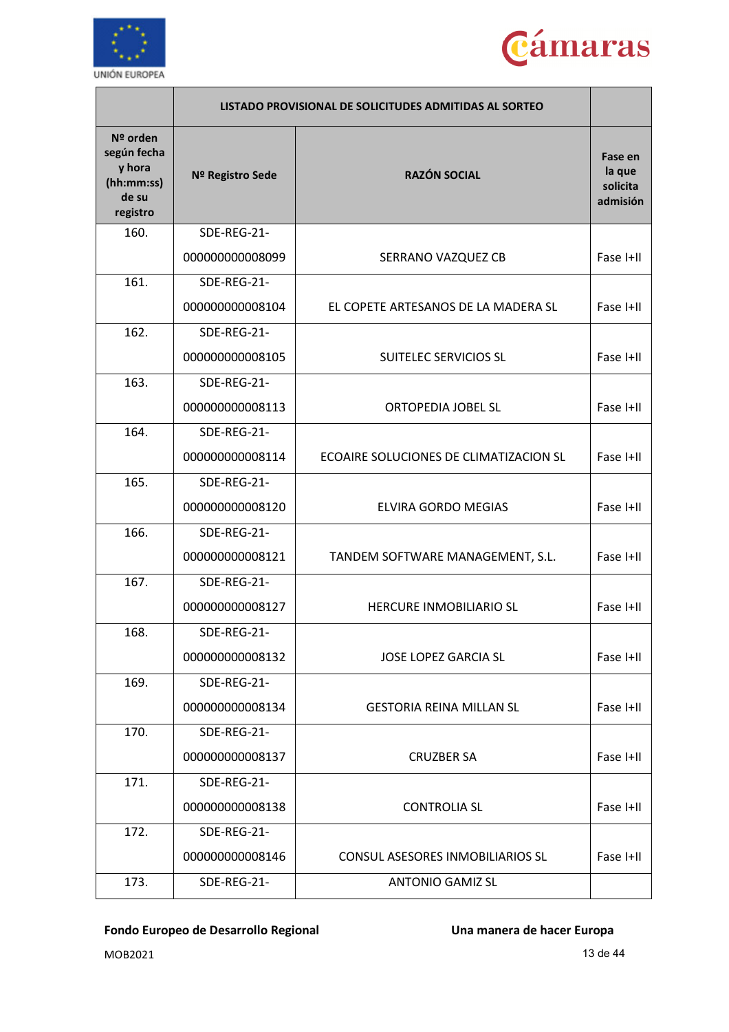| | LISTADO PROVISIONAL DE SOLICITUDES ADMITIDAS AL SORTEO | | |
|---|---|---|---|
| **Nº orden según fecha y hora (hh:mm:ss) de su registro** | **Nº Registro Sede** | **RAZÓN SOCIAL** | **Fase en la que solicita admisión** |
| 160. | SDE-REG-21-000000000008099 | SERRANO VAZQUEZ CB | Fase I+II |
| 161. | SDE-REG-21-000000000008104 | EL COPETE ARTESANOS DE LA MADERA SL | Fase I+II |
| 162. | SDE-REG-21-000000000008105 | SUITELEC SERVICIOS SL | Fase I+II |
| 163. | SDE-REG-21-000000000008113 | ORTOPEDIA JOBEL SL | Fase I+II |
| 164. | SDE-REG-21-000000000008114 | ECOAIRE SOLUCIONES DE CLIMATIZACION SL | Fase I+II |
| 165. | SDE-REG-21-000000000008120 | ELVIRA GORDO MEGIAS | Fase I+II |
| 166. | SDE-REG-21-000000000008121 | TANDEM SOFTWARE MANAGEMENT, S.L. | Fase I+II |
| 167. | SDE-REG-21-000000000008127 | HERCURE INMOBILIARIO SL | Fase I+II |
| 168. | SDE-REG-21-000000000008132 | JOSE LOPEZ GARCIA SL | Fase I+II |
| 169. | SDE-REG-21-000000000008134 | GESTORIA REINA MILLAN SL | Fase I+II |
| 170. | SDE-REG-21-000000000008137 | CRUZBER SA | Fase I+II |
| 171. | SDE-REG-21-000000000008138 | CONTROLIA SL | Fase I+II |
| 172. | SDE-REG-21-000000000008146 | CONSUL ASESORES INMOBILIARIOS SL | Fase I+II |
| 173. | SDE-REG-21- | ANTONIO GAMIZ SL | |

**Fondo Europeo de Desarrollo Regional** **Una manera de hacer Europa**

MOB2021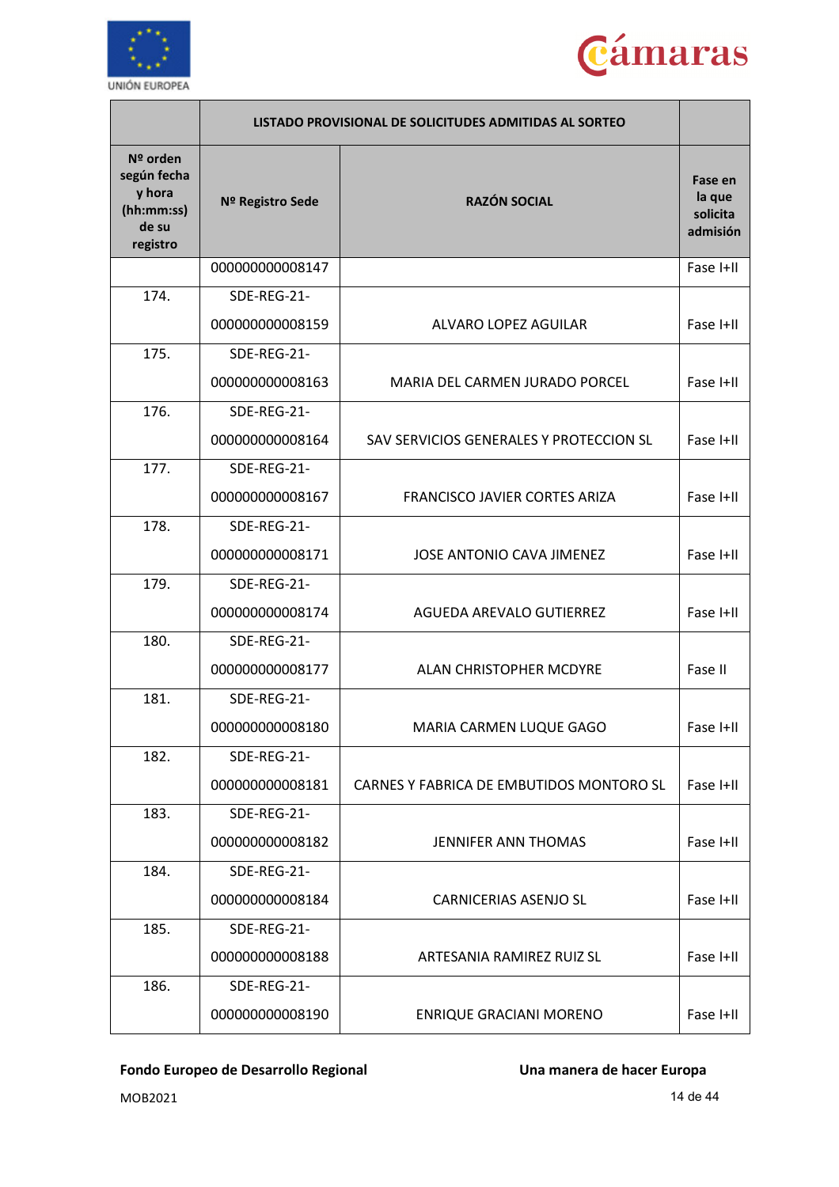| | LISTADO PROVISIONAL DE SOLICITUDES ADMITIDAS AL SORTEO | | |
|---|---|---|---|
| Nº orden según fecha y hora (hh:mm:ss) de su registro | Nº Registro Sede | RAZÓN SOCIAL | Fase en la que solicita admisión |
| | 000000000008147 | | Fase I+II |
| 174. | SDE-REG-21-000000000008159 | ALVARO LOPEZ AGUILAR | Fase I+II |
| 175. | SDE-REG-21-000000000008163 | MARIA DEL CARMEN JURADO PORCEL | Fase I+II |
| 176. | SDE-REG-21-000000000008164 | SAV SERVICIOS GENERALES Y PROTECCION SL | Fase I+II |
| 177. | SDE-REG-21-000000000008167 | FRANCISCO JAVIER CORTES ARIZA | Fase I+II |
| 178. | SDE-REG-21-000000000008171 | JOSE ANTONIO CAVA JIMENEZ | Fase I+II |
| 179. | SDE-REG-21-000000000008174 | AGUEDA AREVALO GUTIERREZ | Fase I+II |
| 180. | SDE-REG-21-000000000008177 | ALAN CHRISTOPHER MCDYRE | Fase II |
| 181. | SDE-REG-21-000000000008180 | MARIA CARMEN LUQUE GAGO | Fase I+II |
| 182. | SDE-REG-21-000000000008181 | CARNES Y FABRICA DE EMBUTIDOS MONTORO SL | Fase I+II |
| 183. | SDE-REG-21-000000000008182 | JENNIFER ANN THOMAS | Fase I+II |
| 184. | SDE-REG-21-000000000008184 | CARNICERIAS ASENJO SL | Fase I+II |
| 185. | SDE-REG-21-000000000008188 | ARTESANIA RAMIREZ RUIZ SL | Fase I+II |
| 186. | SDE-REG-21-000000000008190 | ENRIQUE GRACIANI MORENO | Fase I+II |

**Fondo Europeo de Desarrollo Regional** **Una manera de hacer Europa**

MOB2021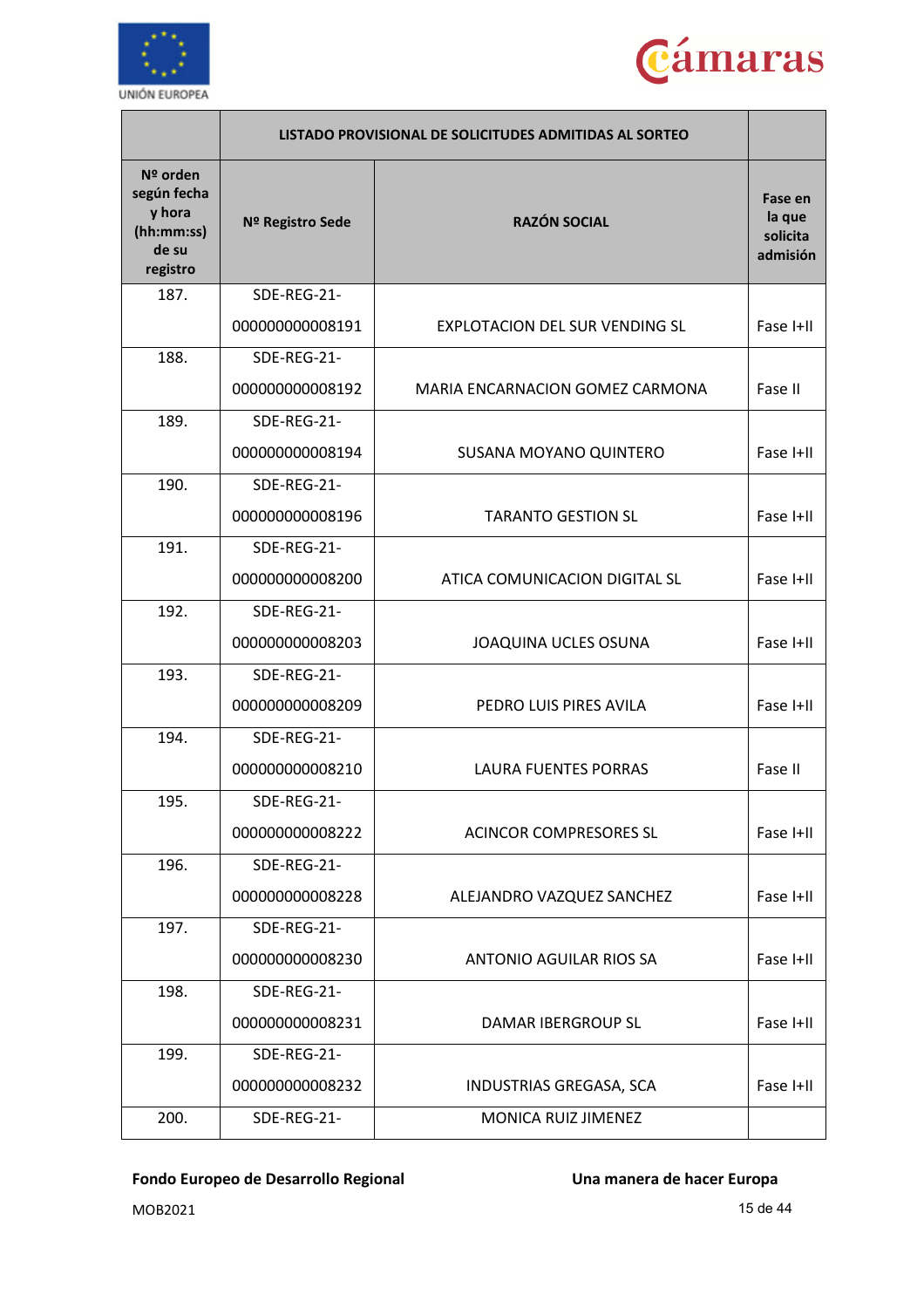| | LISTADO PROVISIONAL DE SOLICITUDES ADMITIDAS AL SORTEO | | |
|---|---|---|---|
| **Nº orden según fecha y hora (hh:mm:ss) de su registro** | **Nº Registro Sede** | **RAZÓN SOCIAL** | **Fase en la que solicita admisión** |
| 187. | SDE-REG-21-000000000008191 | EXPLOTACION DEL SUR VENDING SL | Fase I+II |
| 188. | SDE-REG-21-000000000008192 | MARIA ENCARNACION GOMEZ CARMONA | Fase II |
| 189. | SDE-REG-21-000000000008194 | SUSANA MOYANO QUINTERO | Fase I+II |
| 190. | SDE-REG-21-000000000008196 | TARANTO GESTION SL | Fase I+II |
| 191. | SDE-REG-21-000000000008200 | ATICA COMUNICACION DIGITAL SL | Fase I+II |
| 192. | SDE-REG-21-000000000008203 | JOAQUINA UCLES OSUNA | Fase I+II |
| 193. | SDE-REG-21-000000000008209 | PEDRO LUIS PIRES AVILA | Fase I+II |
| 194. | SDE-REG-21-000000000008210 | LAURA FUENTES PORRAS | Fase II |
| 195. | SDE-REG-21-000000000008222 | ACINCOR COMPRESORES SL | Fase I+II |
| 196. | SDE-REG-21-000000000008228 | ALEJANDRO VAZQUEZ SANCHEZ | Fase I+II |
| 197. | SDE-REG-21-000000000008230 | ANTONIO AGUILAR RIOS SA | Fase I+II |
| 198. | SDE-REG-21-000000000008231 | DAMAR IBERGROUP SL | Fase I+II |
| 199. | SDE-REG-21-000000000008232 | INDUSTRIAS GREGASA, SCA | Fase I+II |
| 200. | SDE-REG-21- | MONICA RUIZ JIMENEZ | |

**Fondo Europeo de Desarrollo Regional** **Una manera de hacer Europa**

MOB2021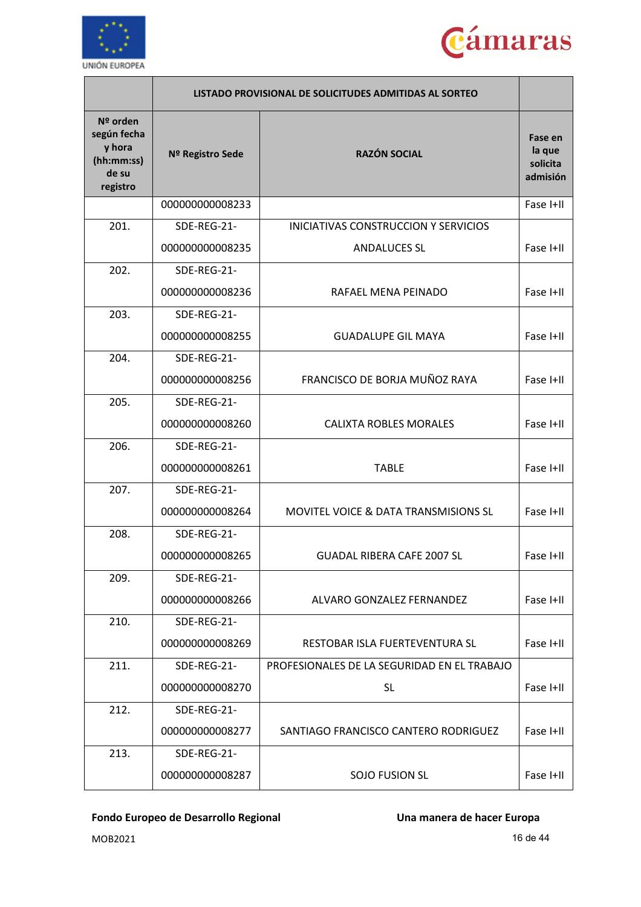| | LISTADO PROVISIONAL DE SOLICITUDES ADMITIDAS AL SORTEO | | |
|---|---|---|---|
| **Nº orden según fecha y hora (hh:mm:ss) de su registro** | **Nº Registro Sede** | **RAZÓN SOCIAL** | **Fase en la que solicita admisión** |
| | 000000000008233 | | Fase I+II |
| 201. | SDE-REG-21-000000000008235 | INICIATIVAS CONSTRUCCION Y SERVICIOS ANDALUCES SL | Fase I+II |
| 202. | SDE-REG-21-000000000008236 | RAFAEL MENA PEINADO | Fase I+II |
| 203. | SDE-REG-21-000000000008255 | GUADALUPE GIL MAYA | Fase I+II |
| 204. | SDE-REG-21-000000000008256 | FRANCISCO DE BORJA MUÑOZ RAYA | Fase I+II |
| 205. | SDE-REG-21-000000000008260 | CALIXTA ROBLES MORALES | Fase I+II |
| 206. | SDE-REG-21-000000000008261 | TABLE | Fase I+II |
| 207. | SDE-REG-21-000000000008264 | MOVITEL VOICE & DATA TRANSMISIONS SL | Fase I+II |
| 208. | SDE-REG-21-000000000008265 | GUADAL RIBERA CAFE 2007 SL | Fase I+II |
| 209. | SDE-REG-21-000000000008266 | ALVARO GONZALEZ FERNANDEZ | Fase I+II |
| 210. | SDE-REG-21-000000000008269 | RESTOBAR ISLA FUERTEVENTURA SL | Fase I+II |
| 211. | SDE-REG-21-000000000008270 | PROFESIONALES DE LA SEGURIDAD EN EL TRABAJO SL | Fase I+II |
| 212. | SDE-REG-21-000000000008277 | SANTIAGO FRANCISCO CANTERO RODRIGUEZ | Fase I+II |
| 213. | SDE-REG-21-000000000008287 | SOJO FUSION SL | Fase I+II |

**Fondo Europeo de Desarrollo Regional** **Una manera de hacer Europa**

MOB2021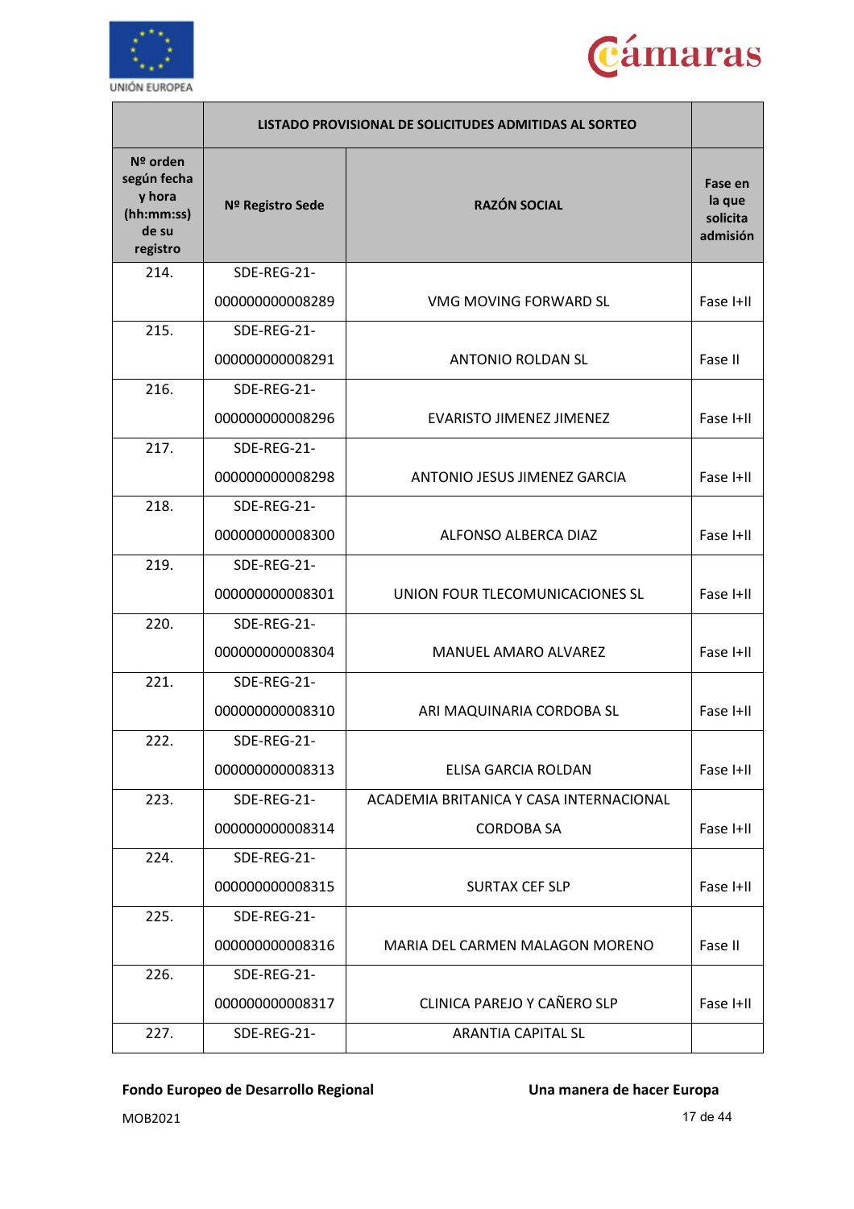| | LISTADO PROVISIONAL DE SOLICITUDES ADMITIDAS AL SORTEO | | |
|---|---|---|---|
| **Nº orden según fecha y hora (hh:mm:ss) de su registro** | **Nº Registro Sede** | **RAZÓN SOCIAL** | **Fase en la que solicita admisión** |
| 214. | SDE-REG-21-000000000008289 | VMG MOVING FORWARD SL | Fase I+II |
| 215. | SDE-REG-21-000000000008291 | ANTONIO ROLDAN SL | Fase II |
| 216. | SDE-REG-21-000000000008296 | EVARISTO JIMENEZ JIMENEZ | Fase I+II |
| 217. | SDE-REG-21-000000000008298 | ANTONIO JESUS JIMENEZ GARCIA | Fase I+II |
| 218. | SDE-REG-21-000000000008300 | ALFONSO ALBERCA DIAZ | Fase I+II |
| 219. | SDE-REG-21-000000000008301 | UNION FOUR TLECOMUNICACIONES SL | Fase I+II |
| 220. | SDE-REG-21-000000000008304 | MANUEL AMARO ALVAREZ | Fase I+II |
| 221. | SDE-REG-21-000000000008310 | ARI MAQUINARIA CORDOBA SL | Fase I+II |
| 222. | SDE-REG-21-000000000008313 | ELISA GARCIA ROLDAN | Fase I+II |
| 223. | SDE-REG-21-000000000008314 | ACADEMIA BRITANICA Y CASA INTERNACIONAL CORDOBA SA | Fase I+II |
| 224. | SDE-REG-21-000000000008315 | SURTAX CEF SLP | Fase I+II |
| 225. | SDE-REG-21-000000000008316 | MARIA DEL CARMEN MALAGON MORENO | Fase II |
| 226. | SDE-REG-21-000000000008317 | CLINICA PAREJO Y CAÑERO SLP | Fase I+II |
| 227. | SDE-REG-21- | ARANTIA CAPITAL SL | |

**Fondo Europeo de Desarrollo Regional** **Una manera de hacer Europa**

MOB2021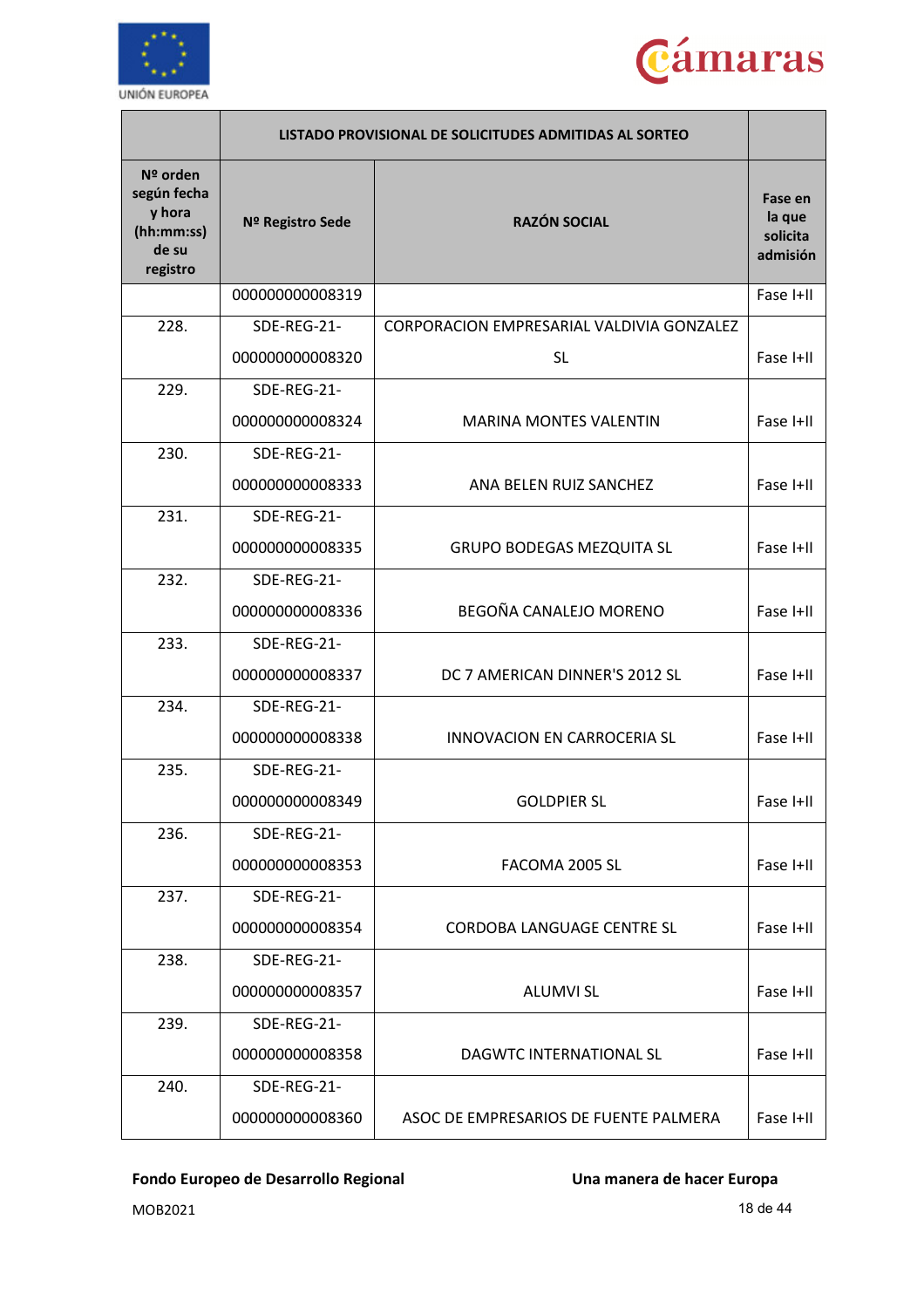| | LISTADO PROVISIONAL DE SOLICITUDES ADMITIDAS AL SORTEO | | |
|---|---|---|---|
| **Nº orden según fecha y hora (hh:mm:ss) de su registro** | **Nº Registro Sede** | **RAZÓN SOCIAL** | **Fase en la que solicita admisión** |
| | 000000000008319 | | Fase I+II |
| 228. | SDE-REG-21-000000000008320 | CORPORACION EMPRESARIAL VALDIVIA GONZALEZ SL | Fase I+II |
| 229. | SDE-REG-21-000000000008324 | MARINA MONTES VALENTIN | Fase I+II |
| 230. | SDE-REG-21-000000000008333 | ANA BELEN RUIZ SANCHEZ | Fase I+II |
| 231. | SDE-REG-21-000000000008335 | GRUPO BODEGAS MEZQUITA SL | Fase I+II |
| 232. | SDE-REG-21-000000000008336 | BEGOÑA CANALEJO MORENO | Fase I+II |
| 233. | SDE-REG-21-000000000008337 | DC 7 AMERICAN DINNER'S 2012 SL | Fase I+II |
| 234. | SDE-REG-21-000000000008338 | INNOVACION EN CARROCERIA SL | Fase I+II |
| 235. | SDE-REG-21-000000000008349 | GOLDPIER SL | Fase I+II |
| 236. | SDE-REG-21-000000000008353 | FACOMA 2005 SL | Fase I+II |
| 237. | SDE-REG-21-000000000008354 | CORDOBA LANGUAGE CENTRE SL | Fase I+II |
| 238. | SDE-REG-21-000000000008357 | ALUMVI SL | Fase I+II |
| 239. | SDE-REG-21-000000000008358 | DAGWTC INTERNATIONAL SL | Fase I+II |
| 240. | SDE-REG-21-000000000008360 | ASOC DE EMPRESARIOS DE FUENTE PALMERA | Fase I+II |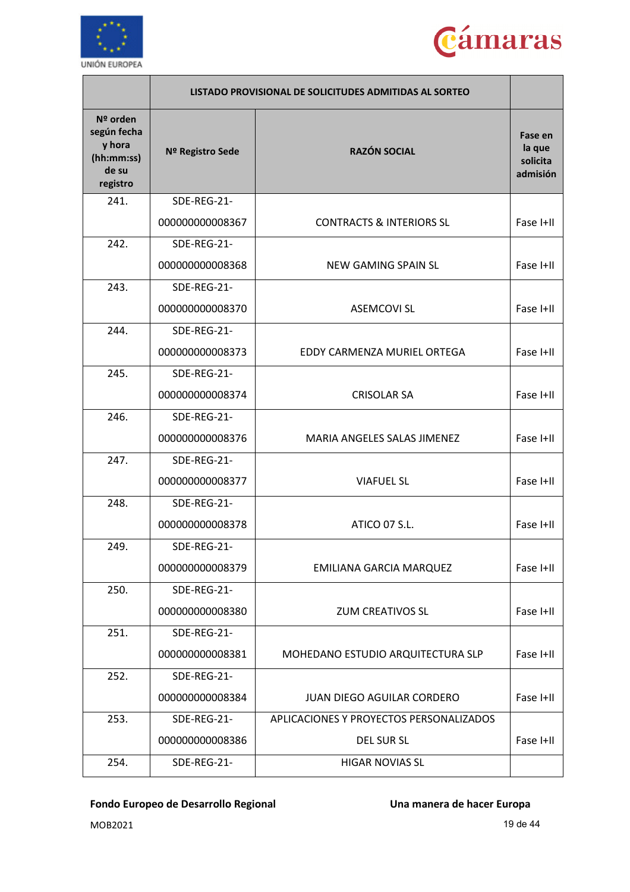| | LISTADO PROVISIONAL DE SOLICITUDES ADMITIDAS AL SORTEO | | |
|---|---|---|---|
| **Nº orden según fecha y hora (hh:mm:ss) de su registro** | **Nº Registro Sede** | **RAZÓN SOCIAL** | **Fase en la que solicita admisión** |
| 241. | SDE-REG-21-000000000008367 | CONTRACTS & INTERIORS SL | Fase I+II |
| 242. | SDE-REG-21-000000000008368 | NEW GAMING SPAIN SL | Fase I+II |
| 243. | SDE-REG-21-000000000008370 | ASEMCOVI SL | Fase I+II |
| 244. | SDE-REG-21-000000000008373 | EDDY CARMENZA MURIEL ORTEGA | Fase I+II |
| 245. | SDE-REG-21-000000000008374 | CRISOLAR SA | Fase I+II |
| 246. | SDE-REG-21-000000000008376 | MARIA ANGELES SALAS JIMENEZ | Fase I+II |
| 247. | SDE-REG-21-000000000008377 | VIAFUEL SL | Fase I+II |
| 248. | SDE-REG-21-000000000008378 | ATICO 07 S.L. | Fase I+II |
| 249. | SDE-REG-21-000000000008379 | EMILIANA GARCIA MARQUEZ | Fase I+II |
| 250. | SDE-REG-21-000000000008380 | ZUM CREATIVOS SL | Fase I+II |
| 251. | SDE-REG-21-000000000008381 | MOHEDANO ESTUDIO ARQUITECTURA SLP | Fase I+II |
| 252. | SDE-REG-21-000000000008384 | JUAN DIEGO AGUILAR CORDERO | Fase I+II |
| 253. | SDE-REG-21-000000000008386 | APLICACIONES Y PROYECTOS PERSONALIZADOS DEL SUR SL | Fase I+II |
| 254. | SDE-REG-21- | HIGAR NOVIAS SL | |

**Fondo Europeo de Desarrollo Regional** **Una manera de hacer Europa**

MOB2021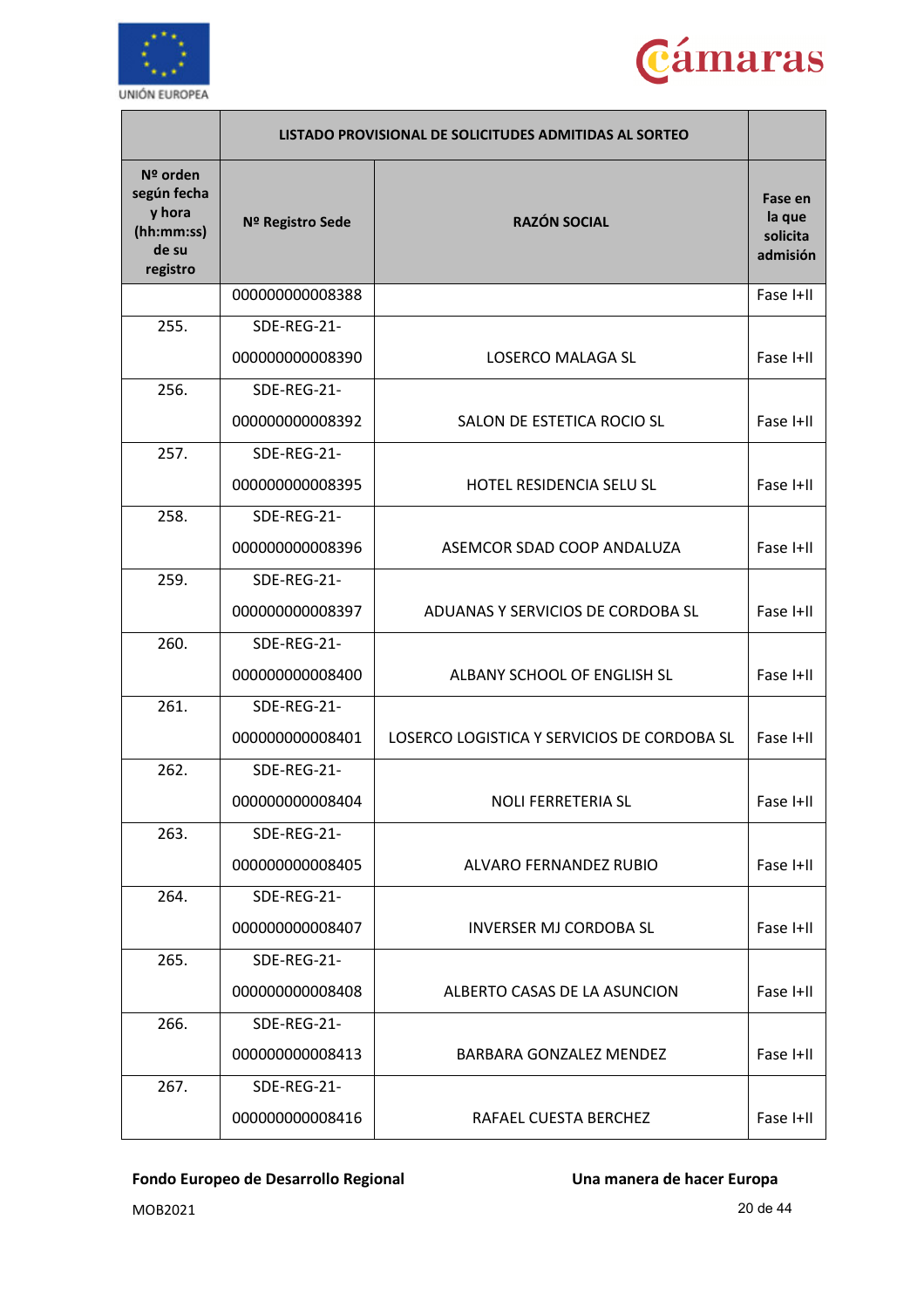| | LISTADO PROVISIONAL DE SOLICITUDES ADMITIDAS AL SORTEO | | |
|---|---|---|---|
| **Nº orden según fecha y hora (hh:mm:ss) de su registro** | **Nº Registro Sede** | **RAZÓN SOCIAL** | **Fase en la que solicita admisión** |
| | 000000000008388 | | Fase I+II |
| 255. | SDE-REG-21-000000000008390 | LOSERCO MALAGA SL | Fase I+II |
| 256. | SDE-REG-21-000000000008392 | SALON DE ESTETICA ROCIO SL | Fase I+II |
| 257. | SDE-REG-21-000000000008395 | HOTEL RESIDENCIA SELU SL | Fase I+II |
| 258. | SDE-REG-21-000000000008396 | ASEMCOR SDAD COOP ANDALUZA | Fase I+II |
| 259. | SDE-REG-21-000000000008397 | ADUANAS Y SERVICIOS DE CORDOBA SL | Fase I+II |
| 260. | SDE-REG-21-000000000008400 | ALBANY SCHOOL OF ENGLISH SL | Fase I+II |
| 261. | SDE-REG-21-000000000008401 | LOSERCO LOGISTICA Y SERVICIOS DE CORDOBA SL | Fase I+II |
| 262. | SDE-REG-21-000000000008404 | NOLI FERRETERIA SL | Fase I+II |
| 263. | SDE-REG-21-000000000008405 | ALVARO FERNANDEZ RUBIO | Fase I+II |
| 264. | SDE-REG-21-000000000008407 | INVERSER MJ CORDOBA SL | Fase I+II |
| 265. | SDE-REG-21-000000000008408 | ALBERTO CASAS DE LA ASUNCION | Fase I+II |
| 266. | SDE-REG-21-000000000008413 | BARBARA GONZALEZ MENDEZ | Fase I+II |
| 267. | SDE-REG-21-000000000008416 | RAFAEL CUESTA BERCHEZ | Fase I+II |

**Fondo Europeo de Desarrollo Regional** **Una manera de hacer Europa**

MOB2021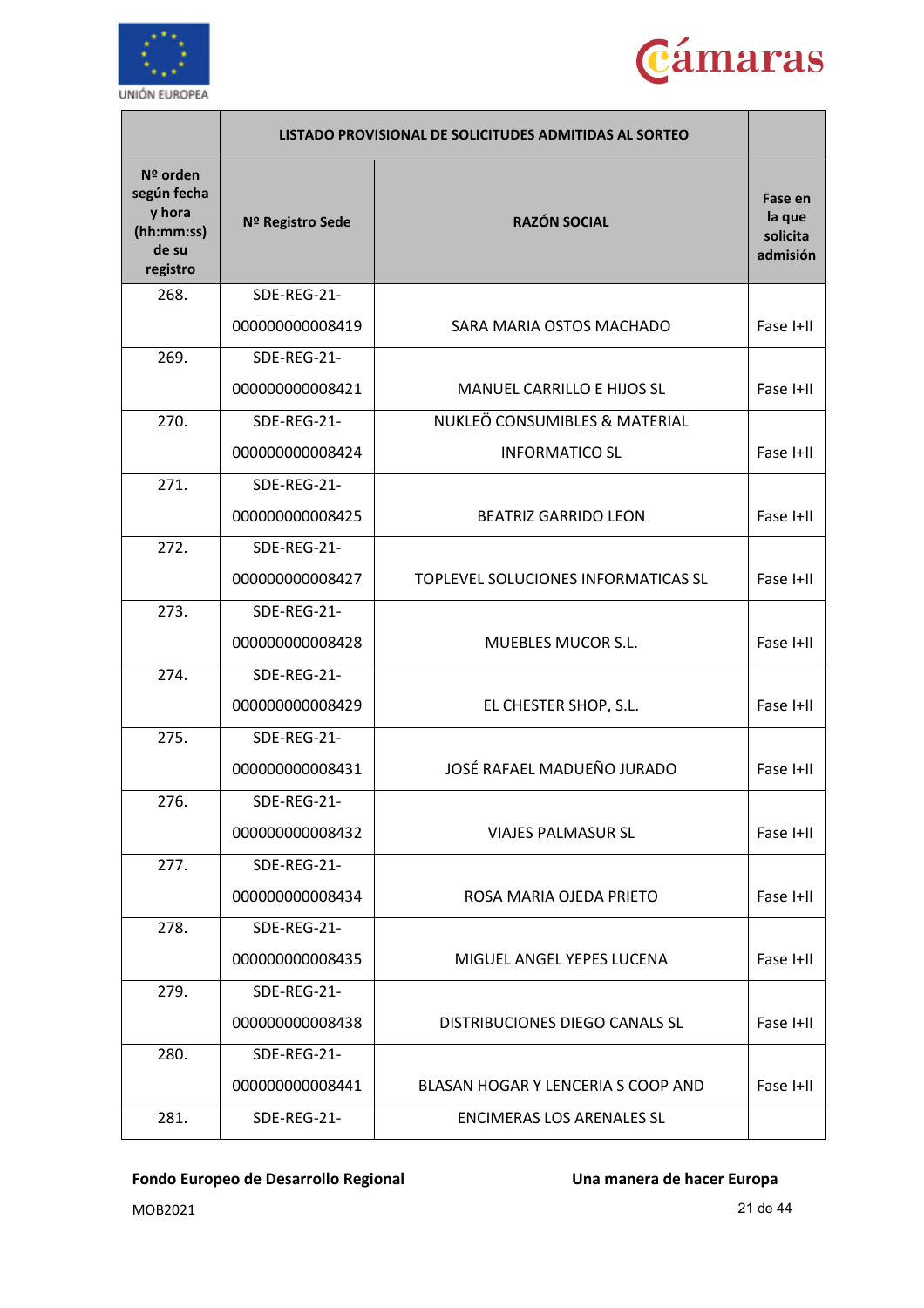| | LISTADO PROVISIONAL DE SOLICITUDES ADMITIDAS AL SORTEO | | |
|---|---|---|---|
| Nº orden según fecha y hora (hh:mm:ss) de su registro | Nº Registro Sede | RAZÓN SOCIAL | Fase en la que solicita admisión |
| 268. | SDE-REG-21-000000000008419 | SARA MARIA OSTOS MACHADO | Fase I+II |
| 269. | SDE-REG-21-000000000008421 | MANUEL CARRILLO E HIJOS SL | Fase I+II |
| 270. | SDE-REG-21-000000000008424 | NUKLEÖ CONSUMIBLES & MATERIAL INFORMATICO SL | Fase I+II |
| 271. | SDE-REG-21-000000000008425 | BEATRIZ GARRIDO LEON | Fase I+II |
| 272. | SDE-REG-21-000000000008427 | TOPLEVEL SOLUCIONES INFORMATICAS SL | Fase I+II |
| 273. | SDE-REG-21-000000000008428 | MUEBLES MUCOR S.L. | Fase I+II |
| 274. | SDE-REG-21-000000000008429 | EL CHESTER SHOP, S.L. | Fase I+II |
| 275. | SDE-REG-21-000000000008431 | JOSÉ RAFAEL MADUEÑO JURADO | Fase I+II |
| 276. | SDE-REG-21-000000000008432 | VIAJES PALMASUR SL | Fase I+II |
| 277. | SDE-REG-21-000000000008434 | ROSA MARIA OJEDA PRIETO | Fase I+II |
| 278. | SDE-REG-21-000000000008435 | MIGUEL ANGEL YEPES LUCENA | Fase I+II |
| 279. | SDE-REG-21-000000000008438 | DISTRIBUCIONES DIEGO CANALS SL | Fase I+II |
| 280. | SDE-REG-21-000000000008441 | BLASAN HOGAR Y LENCERIA S COOP AND | Fase I+II |
| 281. | SDE-REG-21- | ENCIMERAS LOS ARENALES SL | |

**Fondo Europeo de Desarrollo Regional** **Una manera de hacer Europa**

MOB2021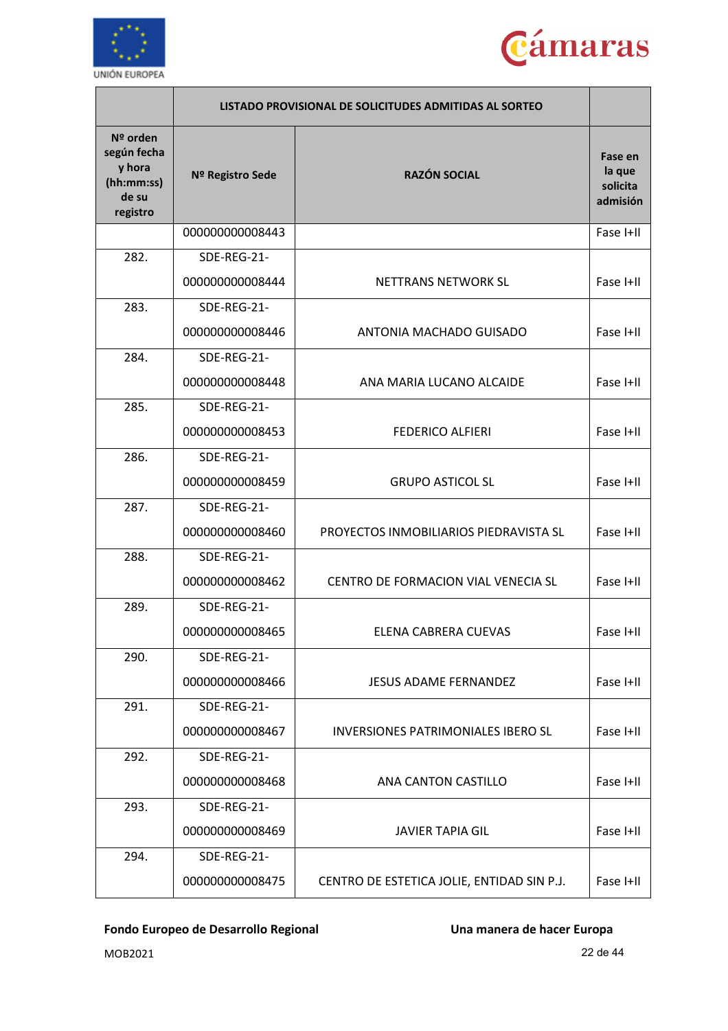| | LISTADO PROVISIONAL DE SOLICITUDES ADMITIDAS AL SORTEO | | |
|---|---|---|---|
| **Nº orden según fecha y hora (hh:mm:ss) de su registro** | **Nº Registro Sede** | **RAZÓN SOCIAL** | **Fase en la que solicita admisión** |
| | 000000000008443 | | Fase I+II |
| 282. | SDE-REG-21-000000000008444 | NETTRANS NETWORK SL | Fase I+II |
| 283. | SDE-REG-21-000000000008446 | ANTONIA MACHADO GUISADO | Fase I+II |
| 284. | SDE-REG-21-000000000008448 | ANA MARIA LUCANO ALCAIDE | Fase I+II |
| 285. | SDE-REG-21-000000000008453 | FEDERICO ALFIERI | Fase I+II |
| 286. | SDE-REG-21-000000000008459 | GRUPO ASTICOL SL | Fase I+II |
| 287. | SDE-REG-21-000000000008460 | PROYECTOS INMOBILIARIOS PIEDRAVISTA SL | Fase I+II |
| 288. | SDE-REG-21-000000000008462 | CENTRO DE FORMACION VIAL VENECIA SL | Fase I+II |
| 289. | SDE-REG-21-000000000008465 | ELENA CABRERA CUEVAS | Fase I+II |
| 290. | SDE-REG-21-000000000008466 | JESUS ADAME FERNANDEZ | Fase I+II |
| 291. | SDE-REG-21-000000000008467 | INVERSIONES PATRIMONIALES IBERO SL | Fase I+II |
| 292. | SDE-REG-21-000000000008468 | ANA CANTON CASTILLO | Fase I+II |
| 293. | SDE-REG-21-000000000008469 | JAVIER TAPIA GIL | Fase I+II |
| 294. | SDE-REG-21-000000000008475 | CENTRO DE ESTETICA JOLIE, ENTIDAD SIN P.J. | Fase I+II |

**Fondo Europeo de Desarrollo Regional** **Una manera de hacer Europa**

MOB2021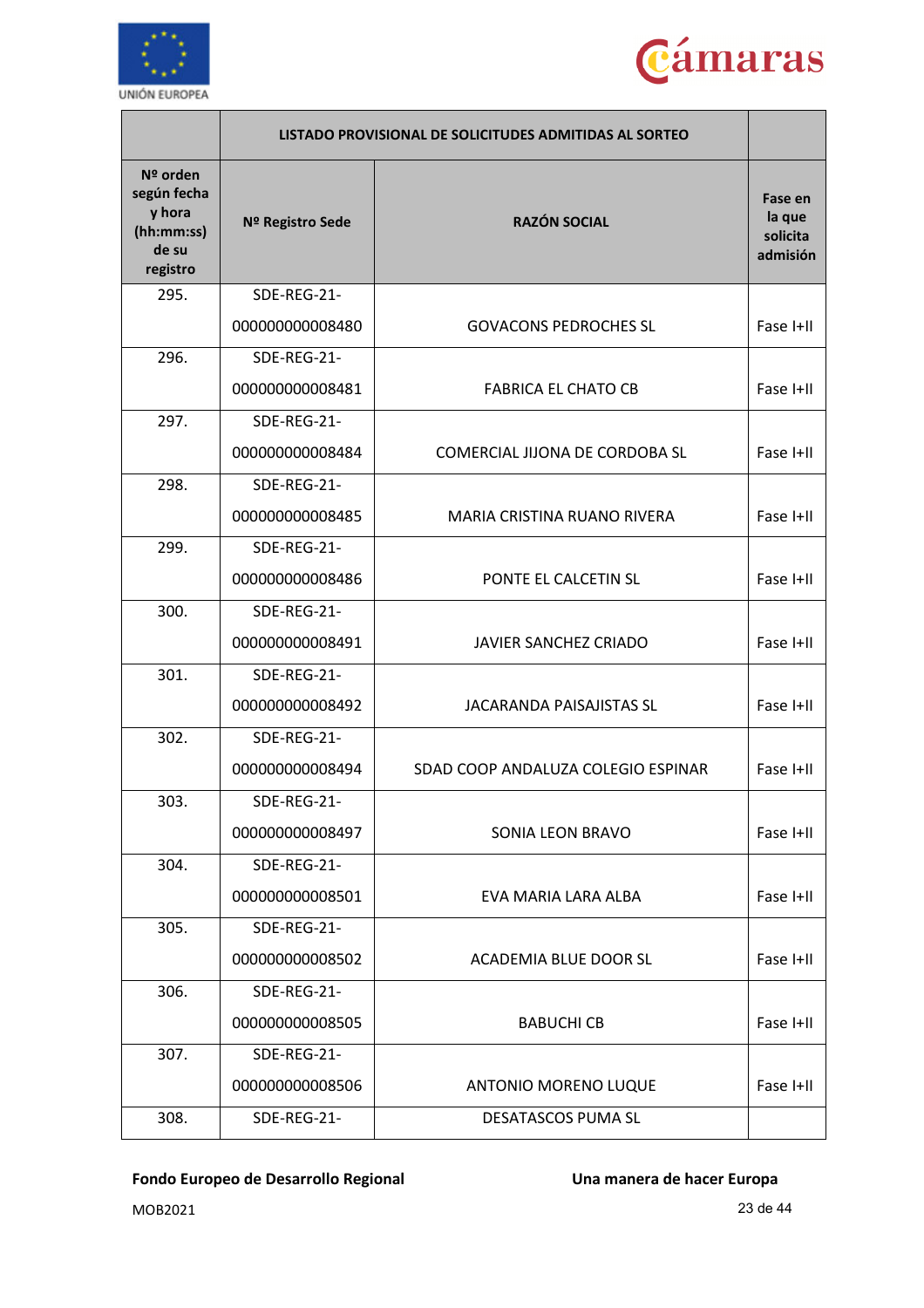| | LISTADO PROVISIONAL DE SOLICITUDES ADMITIDAS AL SORTEO | | |
|---|---|---|---|
| **Nº orden según fecha y hora (hh:mm:ss) de su registro** | **Nº Registro Sede** | **RAZÓN SOCIAL** | **Fase en la que solicita admisión** |
| 295. | SDE-REG-21-000000000008480 | GOVACONS PEDROCHES SL | Fase I+II |
| 296. | SDE-REG-21-000000000008481 | FABRICA EL CHATO CB | Fase I+II |
| 297. | SDE-REG-21-000000000008484 | COMERCIAL JIJONA DE CORDOBA SL | Fase I+II |
| 298. | SDE-REG-21-000000000008485 | MARIA CRISTINA RUANO RIVERA | Fase I+II |
| 299. | SDE-REG-21-000000000008486 | PONTE EL CALCETIN SL | Fase I+II |
| 300. | SDE-REG-21-000000000008491 | JAVIER SANCHEZ CRIADO | Fase I+II |
| 301. | SDE-REG-21-000000000008492 | JACARANDA PAISAJISTAS SL | Fase I+II |
| 302. | SDE-REG-21-000000000008494 | SDAD COOP ANDALUZA COLEGIO ESPINAR | Fase I+II |
| 303. | SDE-REG-21-000000000008497 | SONIA LEON BRAVO | Fase I+II |
| 304. | SDE-REG-21-000000000008501 | EVA MARIA LARA ALBA | Fase I+II |
| 305. | SDE-REG-21-000000000008502 | ACADEMIA BLUE DOOR SL | Fase I+II |
| 306. | SDE-REG-21-000000000008505 | BABUCHI CB | Fase I+II |
| 307. | SDE-REG-21-000000000008506 | ANTONIO MORENO LUQUE | Fase I+II |
| 308. | SDE-REG-21- | DESATASCOS PUMA SL | |

**Fondo Europeo de Desarrollo Regional** **Una manera de hacer Europa**

MOB2021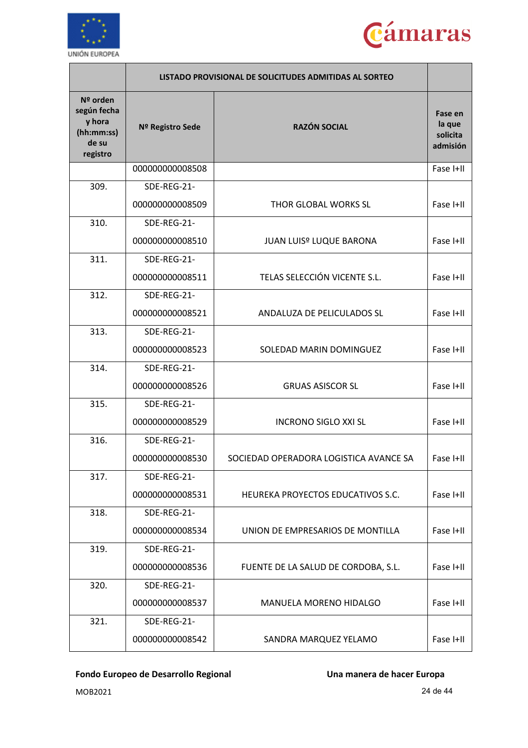| | LISTADO PROVISIONAL DE SOLICITUDES ADMITIDAS AL SORTEO | | |
|---|---|---|---|
| **Nº orden según fecha y hora (hh:mm:ss) de su registro** | **Nº Registro Sede** | **RAZÓN SOCIAL** | **Fase en la que solicita admisión** |
| | 000000000008508 | | Fase I+II |
| 309. | SDE-REG-21-000000000008509 | THOR GLOBAL WORKS SL | Fase I+II |
| 310. | SDE-REG-21-000000000008510 | JUAN LUISº LUQUE BARONA | Fase I+II |
| 311. | SDE-REG-21-000000000008511 | TELAS SELECCIÓN VICENTE S.L. | Fase I+II |
| 312. | SDE-REG-21-000000000008521 | ANDALUZA DE PELICULADOS SL | Fase I+II |
| 313. | SDE-REG-21-000000000008523 | SOLEDAD MARIN DOMINGUEZ | Fase I+II |
| 314. | SDE-REG-21-000000000008526 | GRUAS ASISCOR SL | Fase I+II |
| 315. | SDE-REG-21-000000000008529 | INCRONO SIGLO XXI SL | Fase I+II |
| 316. | SDE-REG-21-000000000008530 | SOCIEDAD OPERADORA LOGISTICA AVANCE SA | Fase I+II |
| 317. | SDE-REG-21-000000000008531 | HEUREKA PROYECTOS EDUCATIVOS S.C. | Fase I+II |
| 318. | SDE-REG-21-000000000008534 | UNION DE EMPRESARIOS DE MONTILLA | Fase I+II |
| 319. | SDE-REG-21-000000000008536 | FUENTE DE LA SALUD DE CORDOBA, S.L. | Fase I+II |
| 320. | SDE-REG-21-000000000008537 | MANUELA MORENO HIDALGO | Fase I+II |
| 321. | SDE-REG-21-000000000008542 | SANDRA MARQUEZ YELAMO | Fase I+II |

**Fondo Europeo de Desarrollo Regional** **Una manera de hacer Europa**

MOB2021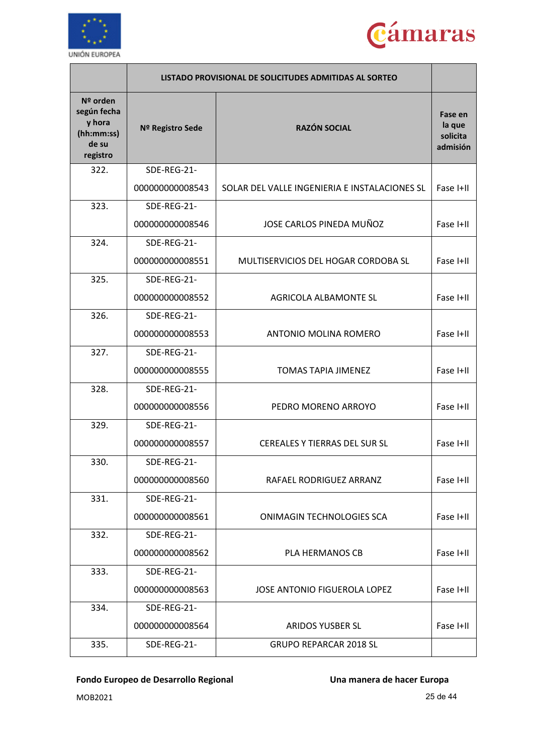| | LISTADO PROVISIONAL DE SOLICITUDES ADMITIDAS AL SORTEO | | |
|---|---|---|---|
| **Nº orden según fecha y hora (hh:mm:ss) de su registro** | **Nº Registro Sede** | **RAZÓN SOCIAL** | **Fase en la que solicita admisión** |
| 322. | SDE-REG-21-000000000008543 | SOLAR DEL VALLE INGENIERIA E INSTALACIONES SL | Fase I+II |
| 323. | SDE-REG-21-000000000008546 | JOSE CARLOS PINEDA MUÑOZ | Fase I+II |
| 324. | SDE-REG-21-000000000008551 | MULTISERVICIOS DEL HOGAR CORDOBA SL | Fase I+II |
| 325. | SDE-REG-21-000000000008552 | AGRICOLA ALBAMONTE SL | Fase I+II |
| 326. | SDE-REG-21-000000000008553 | ANTONIO MOLINA ROMERO | Fase I+II |
| 327. | SDE-REG-21-000000000008555 | TOMAS TAPIA JIMENEZ | Fase I+II |
| 328. | SDE-REG-21-000000000008556 | PEDRO MORENO ARROYO | Fase I+II |
| 329. | SDE-REG-21-000000000008557 | CEREALES Y TIERRAS DEL SUR SL | Fase I+II |
| 330. | SDE-REG-21-000000000008560 | RAFAEL RODRIGUEZ ARRANZ | Fase I+II |
| 331. | SDE-REG-21-000000000008561 | ONIMAGIN TECHNOLOGIES SCA | Fase I+II |
| 332. | SDE-REG-21-000000000008562 | PLA HERMANOS CB | Fase I+II |
| 333. | SDE-REG-21-000000000008563 | JOSE ANTONIO FIGUEROLA LOPEZ | Fase I+II |
| 334. | SDE-REG-21-000000000008564 | ARIDOS YUSBER SL | Fase I+II |
| 335. | SDE-REG-21- | GRUPO REPARCAR 2018 SL | |

**Fondo Europeo de Desarrollo Regional** **Una manera de hacer Europa**

MOB2021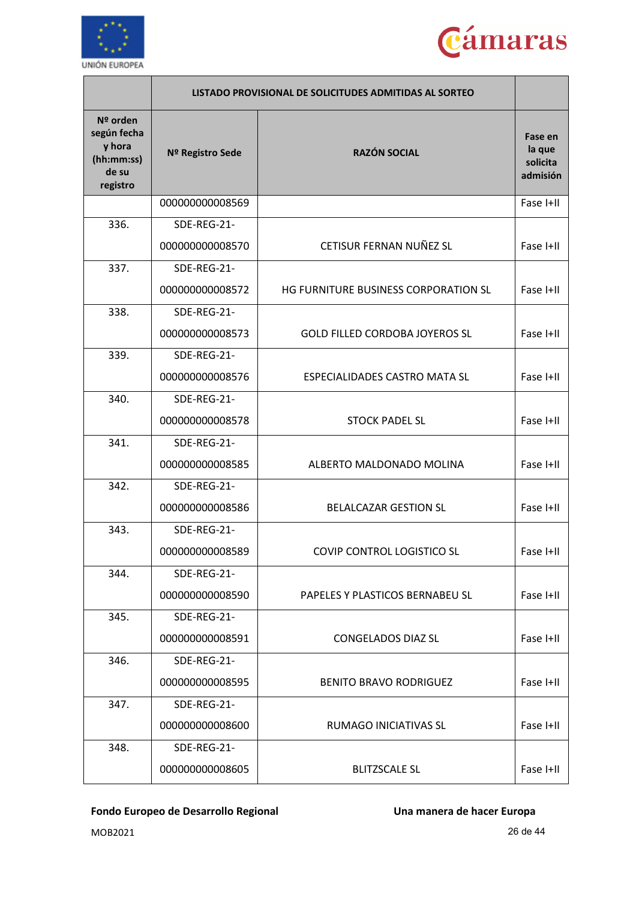| | LISTADO PROVISIONAL DE SOLICITUDES ADMITIDAS AL SORTEO | | |
|---|---|---|---|
| Nº orden según fecha y hora (hh:mm:ss) de su registro | Nº Registro Sede | RAZÓN SOCIAL | Fase en la que solicita admisión |
| | 000000000008569 | | Fase I+II |
| 336. | SDE-REG-21-000000000008570 | CETISUR FERNAN NUÑEZ SL | Fase I+II |
| 337. | SDE-REG-21-000000000008572 | HG FURNITURE BUSINESS CORPORATION SL | Fase I+II |
| 338. | SDE-REG-21-000000000008573 | GOLD FILLED CORDOBA JOYEROS SL | Fase I+II |
| 339. | SDE-REG-21-000000000008576 | ESPECIALIDADES CASTRO MATA SL | Fase I+II |
| 340. | SDE-REG-21-000000000008578 | STOCK PADEL SL | Fase I+II |
| 341. | SDE-REG-21-000000000008585 | ALBERTO MALDONADO MOLINA | Fase I+II |
| 342. | SDE-REG-21-000000000008586 | BELALCAZAR GESTION SL | Fase I+II |
| 343. | SDE-REG-21-000000000008589 | COVIP CONTROL LOGISTICO SL | Fase I+II |
| 344. | SDE-REG-21-000000000008590 | PAPELES Y PLASTICOS BERNABEU SL | Fase I+II |
| 345. | SDE-REG-21-000000000008591 | CONGELADOS DIAZ SL | Fase I+II |
| 346. | SDE-REG-21-000000000008595 | BENITO BRAVO RODRIGUEZ | Fase I+II |
| 347. | SDE-REG-21-000000000008600 | RUMAGO INICIATIVAS SL | Fase I+II |
| 348. | SDE-REG-21-000000000008605 | BLITZSCALE SL | Fase I+II |

Fondo Europeo de Desarrollo Regional — Una manera de hacer Europa

MOB2021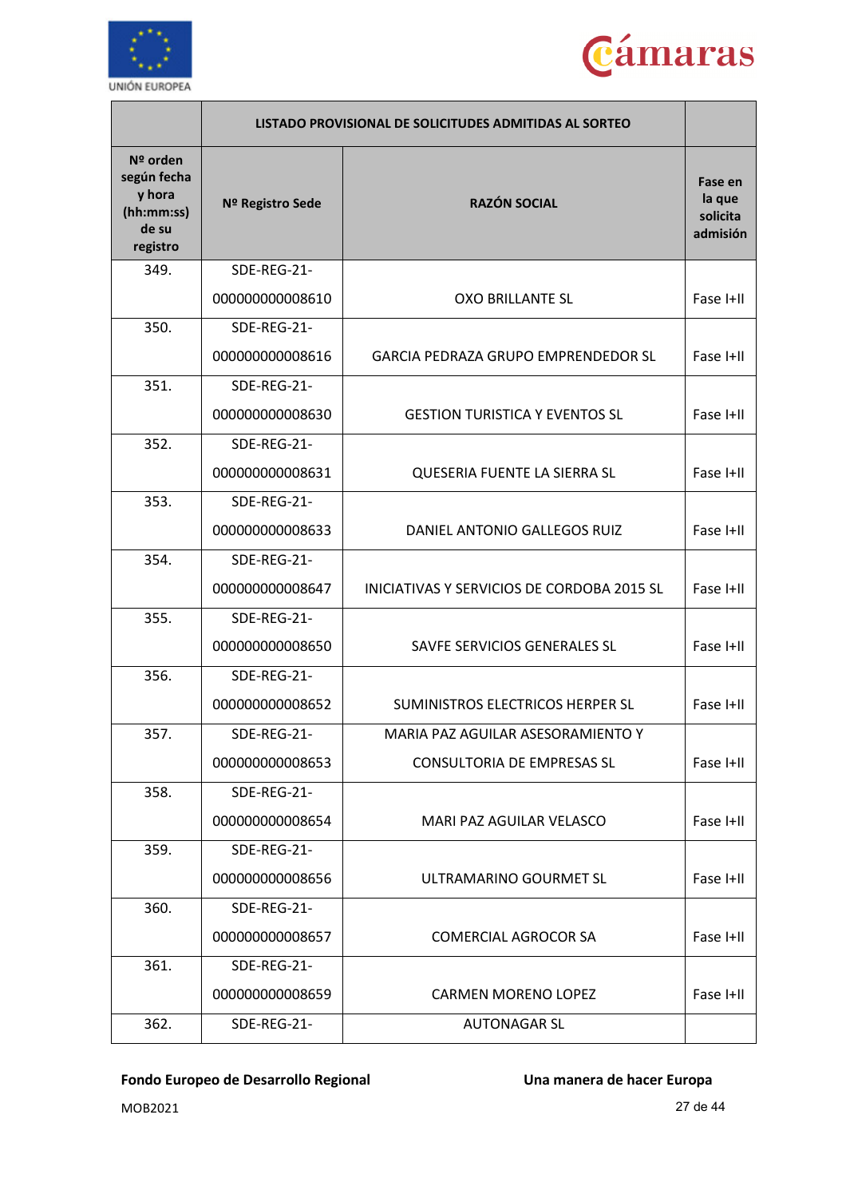| | LISTADO PROVISIONAL DE SOLICITUDES ADMITIDAS AL SORTEO | | |
|---|---|---|---|
| **Nº orden según fecha y hora (hh:mm:ss) de su registro** | **Nº Registro Sede** | **RAZÓN SOCIAL** | **Fase en la que solicita admisión** |
| 349. | SDE-REG-21-000000000008610 | OXO BRILLANTE SL | Fase I+II |
| 350. | SDE-REG-21-000000000008616 | GARCIA PEDRAZA GRUPO EMPRENDEDOR SL | Fase I+II |
| 351. | SDE-REG-21-000000000008630 | GESTION TURISTICA Y EVENTOS SL | Fase I+II |
| 352. | SDE-REG-21-000000000008631 | QUESERIA FUENTE LA SIERRA SL | Fase I+II |
| 353. | SDE-REG-21-000000000008633 | DANIEL ANTONIO GALLEGOS RUIZ | Fase I+II |
| 354. | SDE-REG-21-000000000008647 | INICIATIVAS Y SERVICIOS DE CORDOBA 2015 SL | Fase I+II |
| 355. | SDE-REG-21-000000000008650 | SAVFE SERVICIOS GENERALES SL | Fase I+II |
| 356. | SDE-REG-21-000000000008652 | SUMINISTROS ELECTRICOS HERPER SL | Fase I+II |
| 357. | SDE-REG-21-000000000008653 | MARIA PAZ AGUILAR ASESORAMIENTO Y CONSULTORIA DE EMPRESAS SL | Fase I+II |
| 358. | SDE-REG-21-000000000008654 | MARI PAZ AGUILAR VELASCO | Fase I+II |
| 359. | SDE-REG-21-000000000008656 | ULTRAMARINO GOURMET SL | Fase I+II |
| 360. | SDE-REG-21-000000000008657 | COMERCIAL AGROCOR SA | Fase I+II |
| 361. | SDE-REG-21-000000000008659 | CARMEN MORENO LOPEZ | Fase I+II |
| 362. | SDE-REG-21- | AUTONAGAR SL | |

**Fondo Europeo de Desarrollo Regional** **Una manera de hacer Europa**

MOB2021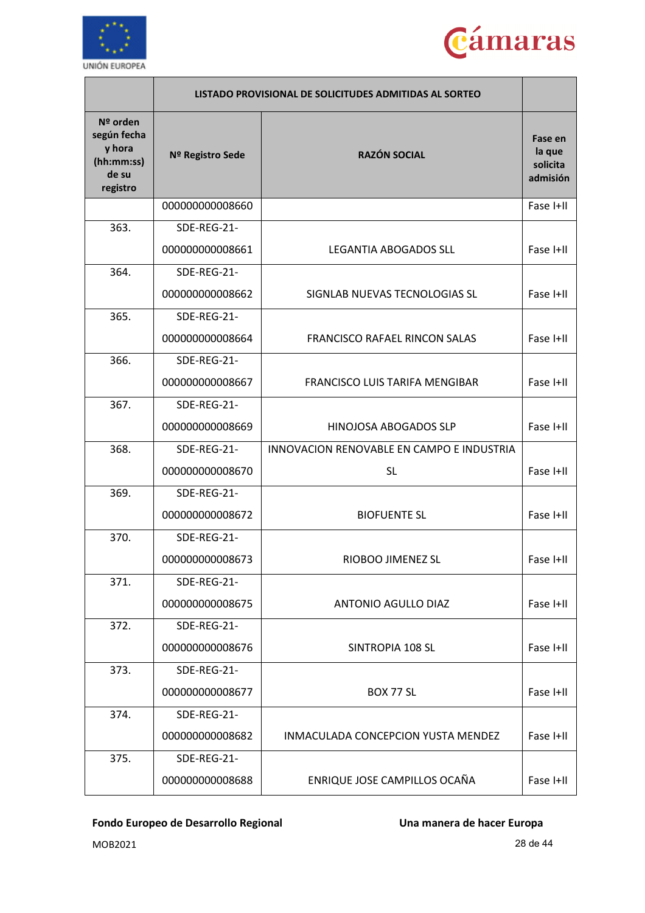| | LISTADO PROVISIONAL DE SOLICITUDES ADMITIDAS AL SORTEO | | |
|---|---|---|---|
| **Nº orden según fecha y hora (hh:mm:ss) de su registro** | **Nº Registro Sede** | **RAZÓN SOCIAL** | **Fase en la que solicita admisión** |
| | 000000000008660 | | Fase I+II |
| 363. | SDE-REG-21-000000000008661 | LEGANTIA ABOGADOS SLL | Fase I+II |
| 364. | SDE-REG-21-000000000008662 | SIGNLAB NUEVAS TECNOLOGIAS SL | Fase I+II |
| 365. | SDE-REG-21-000000000008664 | FRANCISCO RAFAEL RINCON SALAS | Fase I+II |
| 366. | SDE-REG-21-000000000008667 | FRANCISCO LUIS TARIFA MENGIBAR | Fase I+II |
| 367. | SDE-REG-21-000000000008669 | HINOJOSA ABOGADOS SLP | Fase I+II |
| 368. | SDE-REG-21-000000000008670 | INNOVACION RENOVABLE EN CAMPO E INDUSTRIA SL | Fase I+II |
| 369. | SDE-REG-21-000000000008672 | BIOFUENTE SL | Fase I+II |
| 370. | SDE-REG-21-000000000008673 | RIOBOO JIMENEZ SL | Fase I+II |
| 371. | SDE-REG-21-000000000008675 | ANTONIO AGULLO DIAZ | Fase I+II |
| 372. | SDE-REG-21-000000000008676 | SINTROPIA 108 SL | Fase I+II |
| 373. | SDE-REG-21-000000000008677 | BOX 77 SL | Fase I+II |
| 374. | SDE-REG-21-000000000008682 | INMACULADA CONCEPCION YUSTA MENDEZ | Fase I+II |
| 375. | SDE-REG-21-000000000008688 | ENRIQUE JOSE CAMPILLOS OCAÑA | Fase I+II |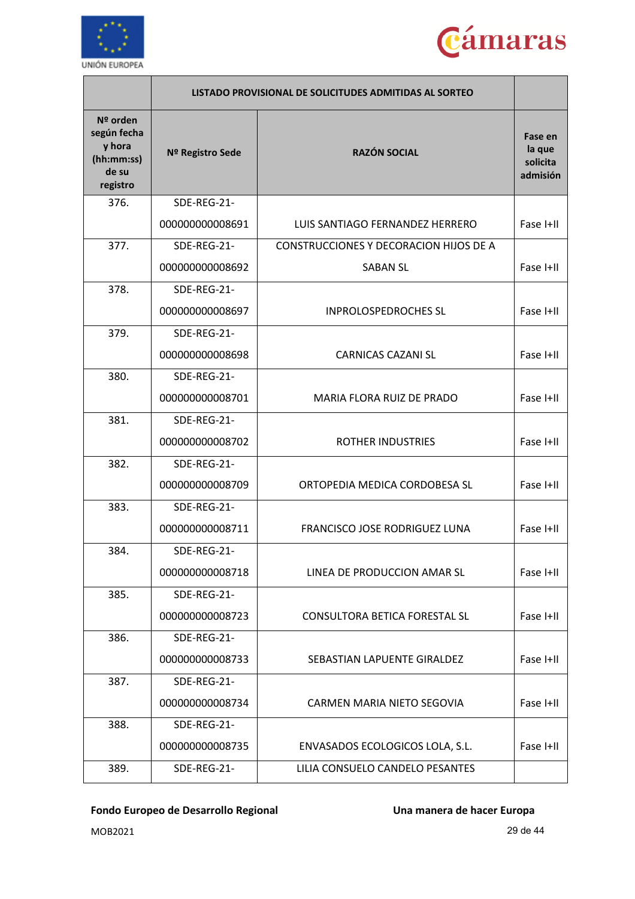| | LISTADO PROVISIONAL DE SOLICITUDES ADMITIDAS AL SORTEO | | |
|---|---|---|---|
| **Nº orden según fecha y hora (hh:mm:ss) de su registro** | **Nº Registro Sede** | **RAZÓN SOCIAL** | **Fase en la que solicita admisión** |
| 376. | SDE-REG-21-000000000008691 | LUIS SANTIAGO FERNANDEZ HERRERO | Fase I+II |
| 377. | SDE-REG-21-000000000008692 | CONSTRUCCIONES Y DECORACION HIJOS DE A SABAN SL | Fase I+II |
| 378. | SDE-REG-21-000000000008697 | INPROLOSPEDROCHES SL | Fase I+II |
| 379. | SDE-REG-21-000000000008698 | CARNICAS CAZANI SL | Fase I+II |
| 380. | SDE-REG-21-000000000008701 | MARIA FLORA RUIZ DE PRADO | Fase I+II |
| 381. | SDE-REG-21-000000000008702 | ROTHER INDUSTRIES | Fase I+II |
| 382. | SDE-REG-21-000000000008709 | ORTOPEDIA MEDICA CORDOBESA SL | Fase I+II |
| 383. | SDE-REG-21-000000000008711 | FRANCISCO JOSE RODRIGUEZ LUNA | Fase I+II |
| 384. | SDE-REG-21-000000000008718 | LINEA DE PRODUCCION AMAR SL | Fase I+II |
| 385. | SDE-REG-21-000000000008723 | CONSULTORA BETICA FORESTAL SL | Fase I+II |
| 386. | SDE-REG-21-000000000008733 | SEBASTIAN LAPUENTE GIRALDEZ | Fase I+II |
| 387. | SDE-REG-21-000000000008734 | CARMEN MARIA NIETO SEGOVIA | Fase I+II |
| 388. | SDE-REG-21-000000000008735 | ENVASADOS ECOLOGICOS LOLA, S.L. | Fase I+II |
| 389. | SDE-REG-21- | LILIA CONSUELO CANDELO PESANTES | |

**Fondo Europeo de Desarrollo Regional** **Una manera de hacer Europa**

MOB2021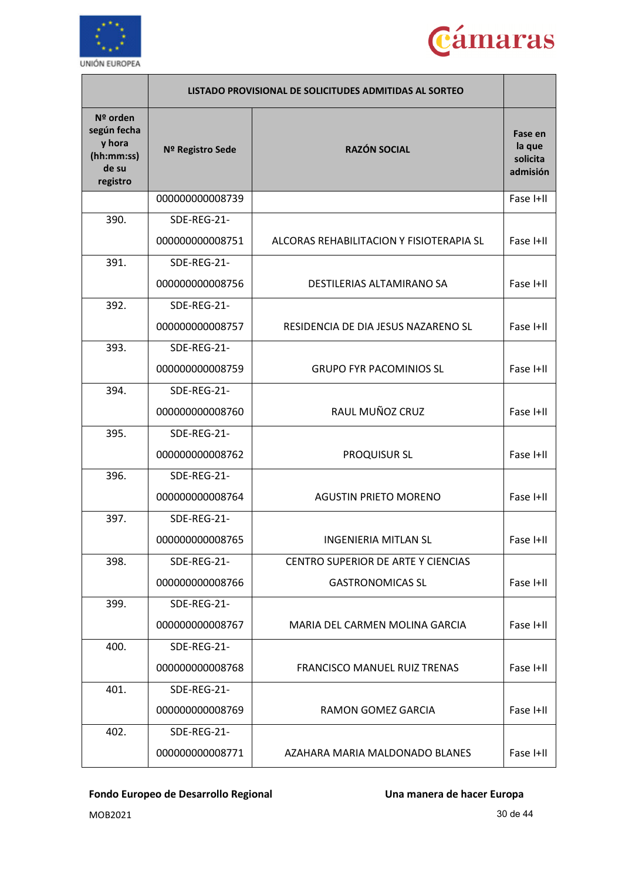| | LISTADO PROVISIONAL DE SOLICITUDES ADMITIDAS AL SORTEO | | |
|---|---|---|---|
| **Nº orden según fecha y hora (hh:mm:ss) de su registro** | **Nº Registro Sede** | **RAZÓN SOCIAL** | **Fase en la que solicita admisión** |
| | 000000000008739 | | Fase I+II |
| 390. | SDE-REG-21-000000000008751 | ALCORAS REHABILITACION Y FISIOTERAPIA SL | Fase I+II |
| 391. | SDE-REG-21-000000000008756 | DESTILERIAS ALTAMIRANO SA | Fase I+II |
| 392. | SDE-REG-21-000000000008757 | RESIDENCIA DE DIA JESUS NAZARENO SL | Fase I+II |
| 393. | SDE-REG-21-000000000008759 | GRUPO FYR PACOMINIOS SL | Fase I+II |
| 394. | SDE-REG-21-000000000008760 | RAUL MUÑOZ CRUZ | Fase I+II |
| 395. | SDE-REG-21-000000000008762 | PROQUISUR SL | Fase I+II |
| 396. | SDE-REG-21-000000000008764 | AGUSTIN PRIETO MORENO | Fase I+II |
| 397. | SDE-REG-21-000000000008765 | INGENIERIA MITLAN SL | Fase I+II |
| 398. | SDE-REG-21-000000000008766 | CENTRO SUPERIOR DE ARTE Y CIENCIAS GASTRONOMICAS SL | Fase I+II |
| 399. | SDE-REG-21-000000000008767 | MARIA DEL CARMEN MOLINA GARCIA | Fase I+II |
| 400. | SDE-REG-21-000000000008768 | FRANCISCO MANUEL RUIZ TRENAS | Fase I+II |
| 401. | SDE-REG-21-000000000008769 | RAMON GOMEZ GARCIA | Fase I+II |
| 402. | SDE-REG-21-000000000008771 | AZAHARA MARIA MALDONADO BLANES | Fase I+II |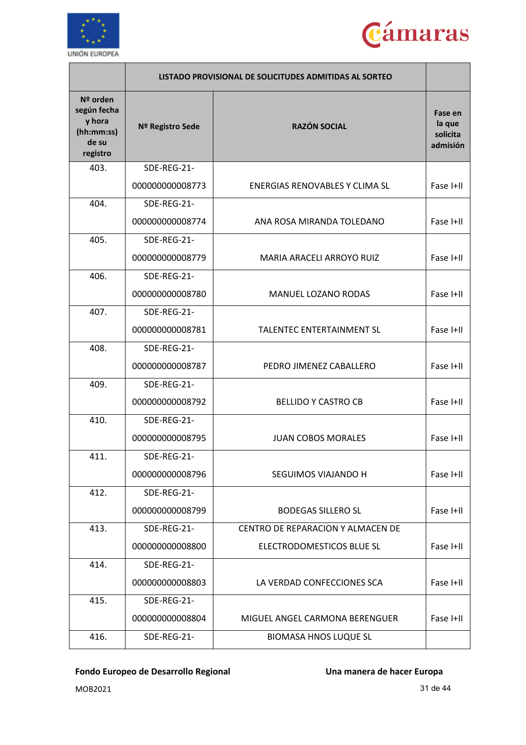| | LISTADO PROVISIONAL DE SOLICITUDES ADMITIDAS AL SORTEO | | |
|---|---|---|---|
| **Nº orden según fecha y hora (hh:mm:ss) de su registro** | **Nº Registro Sede** | **RAZÓN SOCIAL** | **Fase en la que solicita admisión** |
| 403. | SDE-REG-21-000000000008773 | ENERGIAS RENOVABLES Y CLIMA SL | Fase I+II |
| 404. | SDE-REG-21-000000000008774 | ANA ROSA MIRANDA TOLEDANO | Fase I+II |
| 405. | SDE-REG-21-000000000008779 | MARIA ARACELI ARROYO RUIZ | Fase I+II |
| 406. | SDE-REG-21-000000000008780 | MANUEL LOZANO RODAS | Fase I+II |
| 407. | SDE-REG-21-000000000008781 | TALENTEC ENTERTAINMENT SL | Fase I+II |
| 408. | SDE-REG-21-000000000008787 | PEDRO JIMENEZ CABALLERO | Fase I+II |
| 409. | SDE-REG-21-000000000008792 | BELLIDO Y CASTRO CB | Fase I+II |
| 410. | SDE-REG-21-000000000008795 | JUAN COBOS MORALES | Fase I+II |
| 411. | SDE-REG-21-000000000008796 | SEGUIMOS VIAJANDO H | Fase I+II |
| 412. | SDE-REG-21-000000000008799 | BODEGAS SILLERO SL | Fase I+II |
| 413. | SDE-REG-21-000000000008800 | CENTRO DE REPARACION Y ALMACEN DE ELECTRODOMESTICOS BLUE SL | Fase I+II |
| 414. | SDE-REG-21-000000000008803 | LA VERDAD CONFECCIONES SCA | Fase I+II |
| 415. | SDE-REG-21-000000000008804 | MIGUEL ANGEL CARMONA BERENGUER | Fase I+II |
| 416. | SDE-REG-21- | BIOMASA HNOS LUQUE SL | |

**Fondo Europeo de Desarrollo Regional** **Una manera de hacer Europa**

MOB2021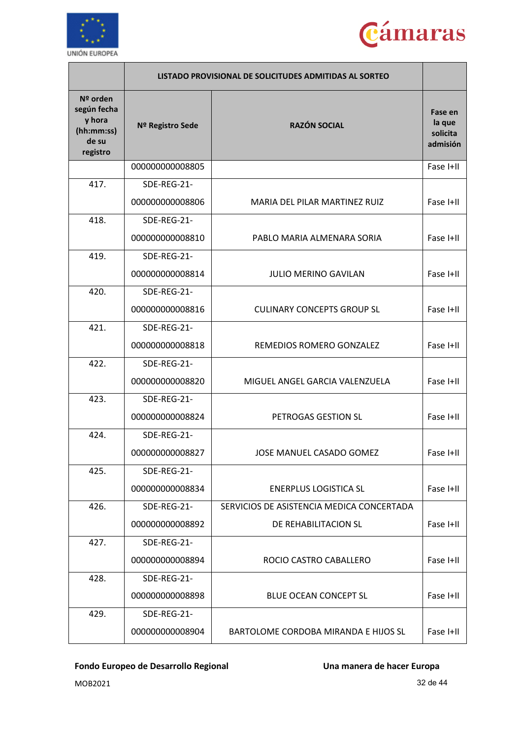| | LISTADO PROVISIONAL DE SOLICITUDES ADMITIDAS AL SORTEO | | |
|---|---|---|---|
| **Nº orden según fecha y hora (hh:mm:ss) de su registro** | **Nº Registro Sede** | **RAZÓN SOCIAL** | **Fase en la que solicita admisión** |
| | 000000000008805 | | Fase I+II |
| 417. | SDE-REG-21-000000000008806 | MARIA DEL PILAR MARTINEZ RUIZ | Fase I+II |
| 418. | SDE-REG-21-000000000008810 | PABLO MARIA ALMENARA SORIA | Fase I+II |
| 419. | SDE-REG-21-000000000008814 | JULIO MERINO GAVILAN | Fase I+II |
| 420. | SDE-REG-21-000000000008816 | CULINARY CONCEPTS GROUP SL | Fase I+II |
| 421. | SDE-REG-21-000000000008818 | REMEDIOS ROMERO GONZALEZ | Fase I+II |
| 422. | SDE-REG-21-000000000008820 | MIGUEL ANGEL GARCIA VALENZUELA | Fase I+II |
| 423. | SDE-REG-21-000000000008824 | PETROGAS GESTION SL | Fase I+II |
| 424. | SDE-REG-21-000000000008827 | JOSE MANUEL CASADO GOMEZ | Fase I+II |
| 425. | SDE-REG-21-000000000008834 | ENERPLUS LOGISTICA SL | Fase I+II |
| 426. | SDE-REG-21-000000000008892 | SERVICIOS DE ASISTENCIA MEDICA CONCERTADA DE REHABILITACION SL | Fase I+II |
| 427. | SDE-REG-21-000000000008894 | ROCIO CASTRO CABALLERO | Fase I+II |
| 428. | SDE-REG-21-000000000008898 | BLUE OCEAN CONCEPT SL | Fase I+II |
| 429. | SDE-REG-21-000000000008904 | BARTOLOME CORDOBA MIRANDA E HIJOS SL | Fase I+II |

**Fondo Europeo de Desarrollo Regional** **Una manera de hacer Europa**

MOB2021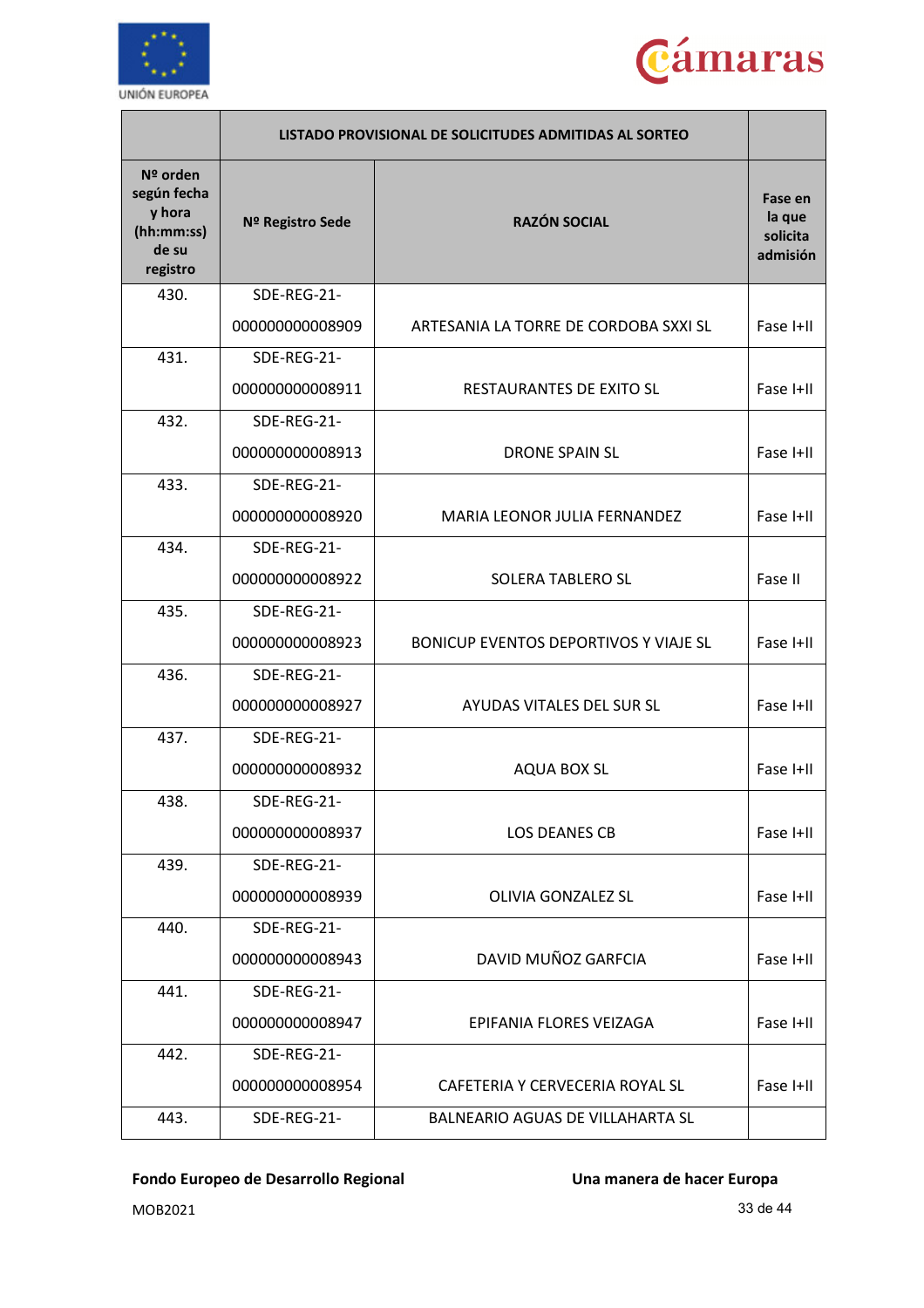| | LISTADO PROVISIONAL DE SOLICITUDES ADMITIDAS AL SORTEO | | |
|---|---|---|---|
| Nº orden según fecha y hora (hh:mm:ss) de su registro | Nº Registro Sede | RAZÓN SOCIAL | Fase en la que solicita admisión |
| 430. | SDE-REG-21-000000000008909 | ARTESANIA LA TORRE DE CORDOBA SXXI SL | Fase I+II |
| 431. | SDE-REG-21-000000000008911 | RESTAURANTES DE EXITO SL | Fase I+II |
| 432. | SDE-REG-21-000000000008913 | DRONE SPAIN SL | Fase I+II |
| 433. | SDE-REG-21-000000000008920 | MARIA LEONOR JULIA FERNANDEZ | Fase I+II |
| 434. | SDE-REG-21-000000000008922 | SOLERA TABLERO SL | Fase II |
| 435. | SDE-REG-21-000000000008923 | BONICUP EVENTOS DEPORTIVOS Y VIAJE SL | Fase I+II |
| 436. | SDE-REG-21-000000000008927 | AYUDAS VITALES DEL SUR SL | Fase I+II |
| 437. | SDE-REG-21-000000000008932 | AQUA BOX SL | Fase I+II |
| 438. | SDE-REG-21-000000000008937 | LOS DEANES CB | Fase I+II |
| 439. | SDE-REG-21-000000000008939 | OLIVIA GONZALEZ SL | Fase I+II |
| 440. | SDE-REG-21-000000000008943 | DAVID MUÑOZ GARFCIA | Fase I+II |
| 441. | SDE-REG-21-000000000008947 | EPIFANIA FLORES VEIZAGA | Fase I+II |
| 442. | SDE-REG-21-000000000008954 | CAFETERIA Y CERVECERIA ROYAL SL | Fase I+II |
| 443. | SDE-REG-21- | BALNEARIO AGUAS DE VILLAHARTA SL | |

**Fondo Europeo de Desarrollo Regional** **Una manera de hacer Europa**

MOB2021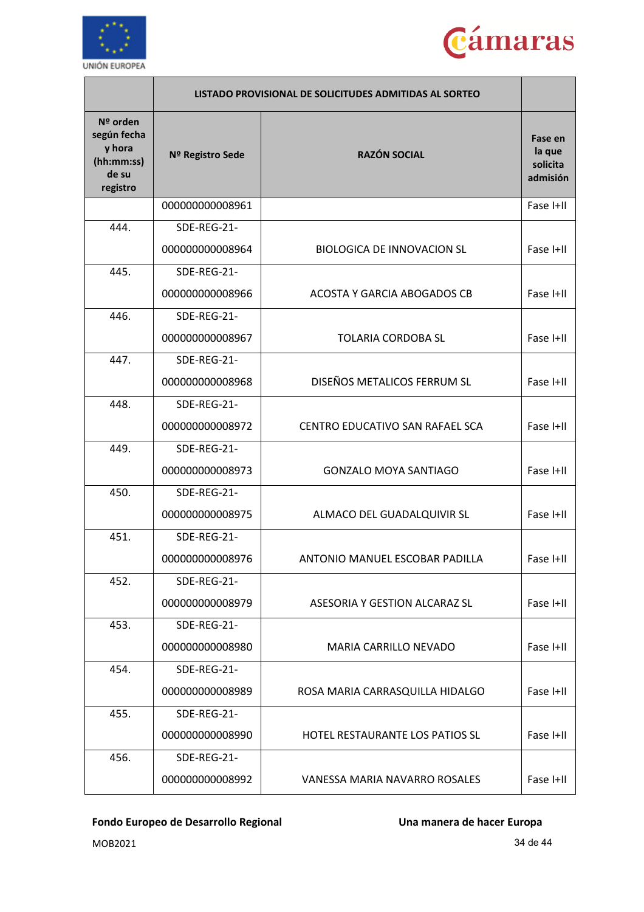| | LISTADO PROVISIONAL DE SOLICITUDES ADMITIDAS AL SORTEO | | |
|---|---|---|---|
| Nº orden según fecha y hora (hh:mm:ss) de su registro | Nº Registro Sede | RAZÓN SOCIAL | Fase en la que solicita admisión |
| | 000000000008961 | | Fase I+II |
| 444. | SDE-REG-21-000000000008964 | BIOLOGICA DE INNOVACION SL | Fase I+II |
| 445. | SDE-REG-21-000000000008966 | ACOSTA Y GARCIA ABOGADOS CB | Fase I+II |
| 446. | SDE-REG-21-000000000008967 | TOLARIA CORDOBA SL | Fase I+II |
| 447. | SDE-REG-21-000000000008968 | DISEÑOS METALICOS FERRUM SL | Fase I+II |
| 448. | SDE-REG-21-000000000008972 | CENTRO EDUCATIVO SAN RAFAEL SCA | Fase I+II |
| 449. | SDE-REG-21-000000000008973 | GONZALO MOYA SANTIAGO | Fase I+II |
| 450. | SDE-REG-21-000000000008975 | ALMACO DEL GUADALQUIVIR SL | Fase I+II |
| 451. | SDE-REG-21-000000000008976 | ANTONIO MANUEL ESCOBAR PADILLA | Fase I+II |
| 452. | SDE-REG-21-000000000008979 | ASESORIA Y GESTION ALCARAZ SL | Fase I+II |
| 453. | SDE-REG-21-000000000008980 | MARIA CARRILLO NEVADO | Fase I+II |
| 454. | SDE-REG-21-000000000008989 | ROSA MARIA CARRASQUILLA HIDALGO | Fase I+II |
| 455. | SDE-REG-21-000000000008990 | HOTEL RESTAURANTE LOS PATIOS SL | Fase I+II |
| 456. | SDE-REG-21-000000000008992 | VANESSA MARIA NAVARRO ROSALES | Fase I+II |

**Fondo Europeo de Desarrollo Regional** **Una manera de hacer Europa**

MOB2021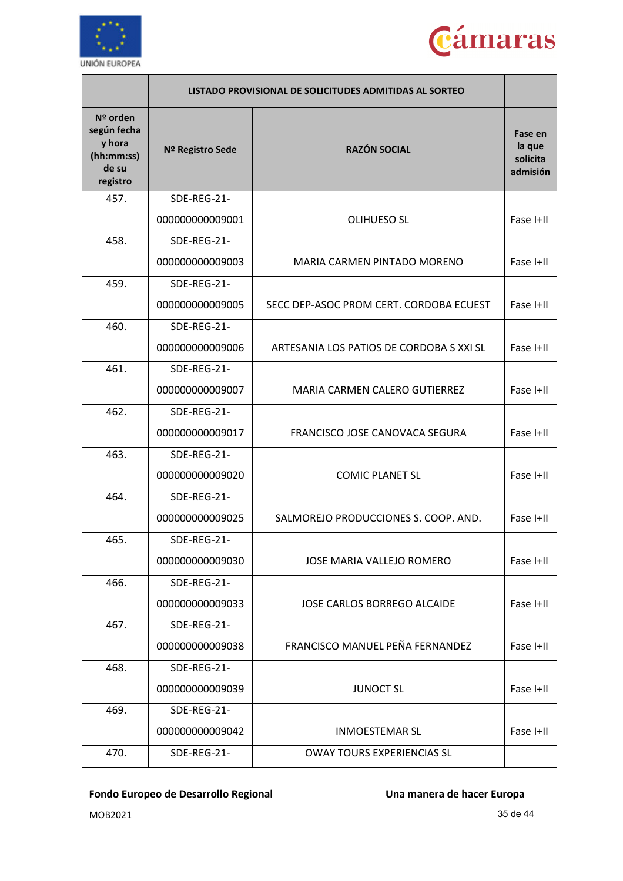| | LISTADO PROVISIONAL DE SOLICITUDES ADMITIDAS AL SORTEO | | |
|---|---|---|---|
| **Nº orden según fecha y hora (hh:mm:ss) de su registro** | **Nº Registro Sede** | **RAZÓN SOCIAL** | **Fase en la que solicita admisión** |
| 457. | SDE-REG-21-000000000009001 | OLIHUESO SL | Fase I+II |
| 458. | SDE-REG-21-000000000009003 | MARIA CARMEN PINTADO MORENO | Fase I+II |
| 459. | SDE-REG-21-000000000009005 | SECC DEP-ASOC PROM CERT. CORDOBA ECUEST | Fase I+II |
| 460. | SDE-REG-21-000000000009006 | ARTESANIA LOS PATIOS DE CORDOBA S XXI SL | Fase I+II |
| 461. | SDE-REG-21-000000000009007 | MARIA CARMEN CALERO GUTIERREZ | Fase I+II |
| 462. | SDE-REG-21-000000000009017 | FRANCISCO JOSE CANOVACA SEGURA | Fase I+II |
| 463. | SDE-REG-21-000000000009020 | COMIC PLANET SL | Fase I+II |
| 464. | SDE-REG-21-000000000009025 | SALMOREJO PRODUCCIONES S. COOP. AND. | Fase I+II |
| 465. | SDE-REG-21-000000000009030 | JOSE MARIA VALLEJO ROMERO | Fase I+II |
| 466. | SDE-REG-21-000000000009033 | JOSE CARLOS BORREGO ALCAIDE | Fase I+II |
| 467. | SDE-REG-21-000000000009038 | FRANCISCO MANUEL PEÑA FERNANDEZ | Fase I+II |
| 468. | SDE-REG-21-000000000009039 | JUNOCT SL | Fase I+II |
| 469. | SDE-REG-21-000000000009042 | INMOESTEMAR SL | Fase I+II |
| 470. | SDE-REG-21- | OWAY TOURS EXPERIENCIAS SL | |

**Fondo Europeo de Desarrollo Regional** **Una manera de hacer Europa**

MOB2021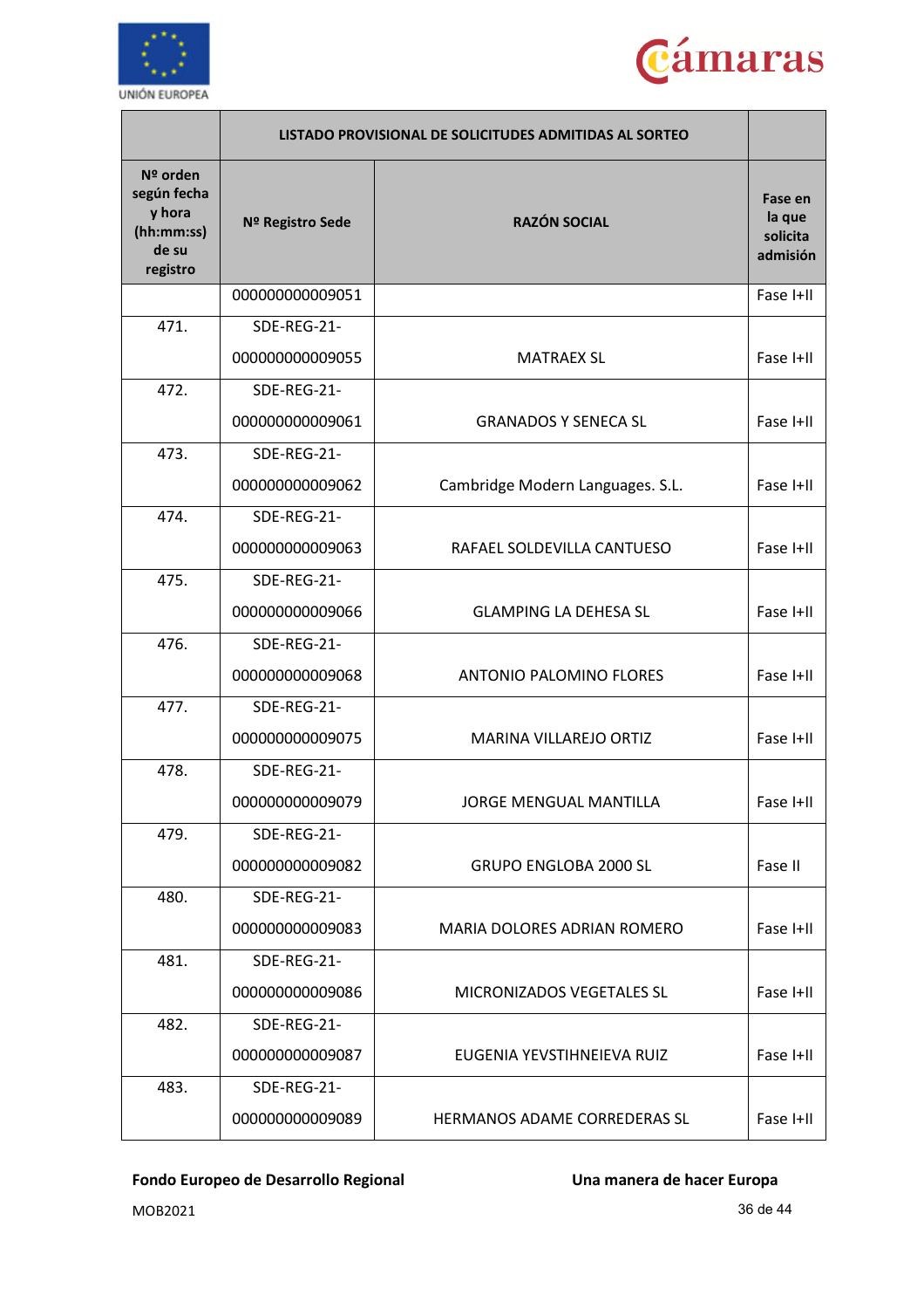| | LISTADO PROVISIONAL DE SOLICITUDES ADMITIDAS AL SORTEO | | |
|---|---|---|---|
| **Nº orden según fecha y hora (hh:mm:ss) de su registro** | **Nº Registro Sede** | **RAZÓN SOCIAL** | **Fase en la que solicita admisión** |
| | 000000000009051 | | Fase I+II |
| 471. | SDE-REG-21-000000000009055 | MATRAEX SL | Fase I+II |
| 472. | SDE-REG-21-000000000009061 | GRANADOS Y SENECA SL | Fase I+II |
| 473. | SDE-REG-21-000000000009062 | Cambridge Modern Languages. S.L. | Fase I+II |
| 474. | SDE-REG-21-000000000009063 | RAFAEL SOLDEVILLA CANTUESO | Fase I+II |
| 475. | SDE-REG-21-000000000009066 | GLAMPING LA DEHESA SL | Fase I+II |
| 476. | SDE-REG-21-000000000009068 | ANTONIO PALOMINO FLORES | Fase I+II |
| 477. | SDE-REG-21-000000000009075 | MARINA VILLAREJO ORTIZ | Fase I+II |
| 478. | SDE-REG-21-000000000009079 | JORGE MENGUAL MANTILLA | Fase I+II |
| 479. | SDE-REG-21-000000000009082 | GRUPO ENGLOBA 2000 SL | Fase II |
| 480. | SDE-REG-21-000000000009083 | MARIA DOLORES ADRIAN ROMERO | Fase I+II |
| 481. | SDE-REG-21-000000000009086 | MICRONIZADOS VEGETALES SL | Fase I+II |
| 482. | SDE-REG-21-000000000009087 | EUGENIA YEVSTIHNEIEVA RUIZ | Fase I+II |
| 483. | SDE-REG-21-000000000009089 | HERMANOS ADAME CORREDERAS SL | Fase I+II |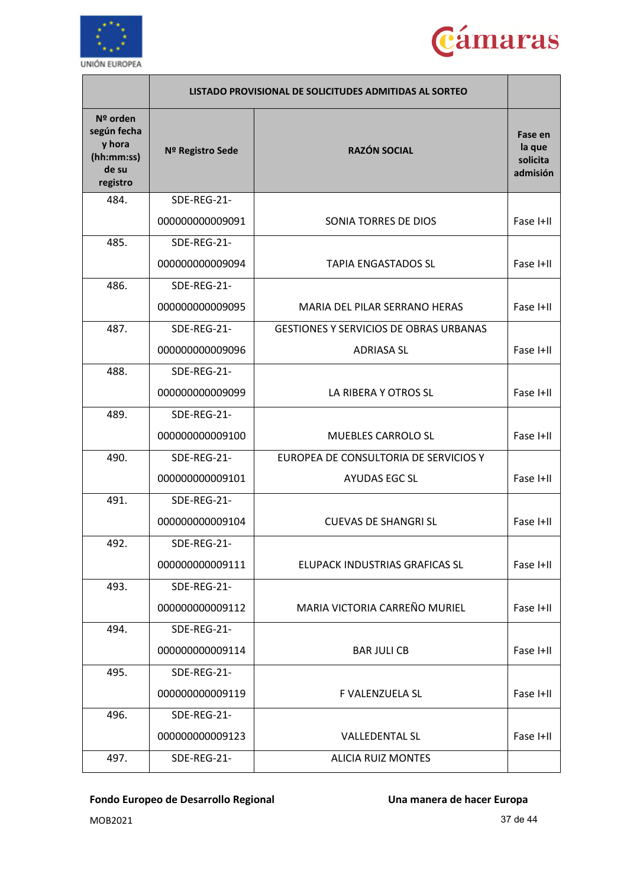| | LISTADO PROVISIONAL DE SOLICITUDES ADMITIDAS AL SORTEO | | |
|---|---|---|---|
| **Nº orden según fecha y hora (hh:mm:ss) de su registro** | **Nº Registro Sede** | **RAZÓN SOCIAL** | **Fase en la que solicita admisión** |
| 484. | SDE-REG-21-000000000009091 | SONIA TORRES DE DIOS | Fase I+II |
| 485. | SDE-REG-21-000000000009094 | TAPIA ENGASTADOS SL | Fase I+II |
| 486. | SDE-REG-21-000000000009095 | MARIA DEL PILAR SERRANO HERAS | Fase I+II |
| 487. | SDE-REG-21-000000000009096 | GESTIONES Y SERVICIOS DE OBRAS URBANAS ADRIASA SL | Fase I+II |
| 488. | SDE-REG-21-000000000009099 | LA RIBERA Y OTROS SL | Fase I+II |
| 489. | SDE-REG-21-000000000009100 | MUEBLES CARROLO SL | Fase I+II |
| 490. | SDE-REG-21-000000000009101 | EUROPEA DE CONSULTORIA DE SERVICIOS Y AYUDAS EGC SL | Fase I+II |
| 491. | SDE-REG-21-000000000009104 | CUEVAS DE SHANGRI SL | Fase I+II |
| 492. | SDE-REG-21-000000000009111 | ELUPACK INDUSTRIAS GRAFICAS SL | Fase I+II |
| 493. | SDE-REG-21-000000000009112 | MARIA VICTORIA CARREÑO MURIEL | Fase I+II |
| 494. | SDE-REG-21-000000000009114 | BAR JULI CB | Fase I+II |
| 495. | SDE-REG-21-000000000009119 | F VALENZUELA SL | Fase I+II |
| 496. | SDE-REG-21-000000000009123 | VALLEDENTAL SL | Fase I+II |
| 497. | SDE-REG-21- | ALICIA RUIZ MONTES | |

**Fondo Europeo de Desarrollo Regional** **Una manera de hacer Europa**

MOB2021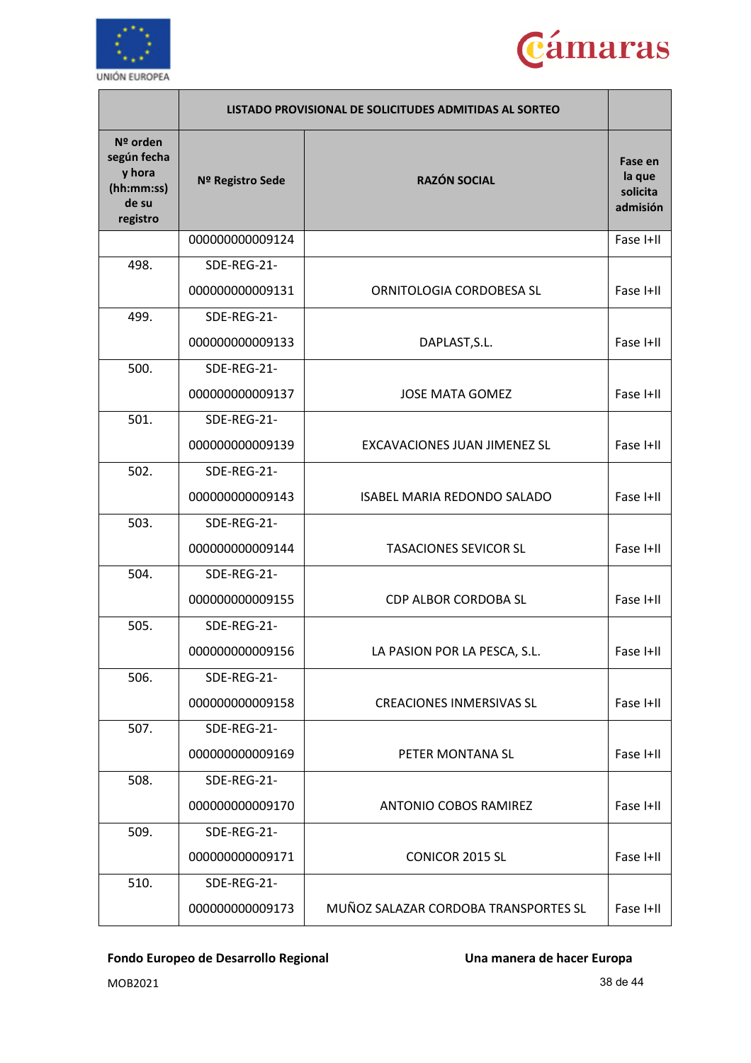| | LISTADO PROVISIONAL DE SOLICITUDES ADMITIDAS AL SORTEO | | |
|---|---|---|---|
| **Nº orden según fecha y hora (hh:mm:ss) de su registro** | **Nº Registro Sede** | **RAZÓN SOCIAL** | **Fase en la que solicita admisión** |
| | 000000000009124 | | Fase I+II |
| 498. | SDE-REG-21-000000000009131 | ORNITOLOGIA CORDOBESA SL | Fase I+II |
| 499. | SDE-REG-21-000000000009133 | DAPLAST,S.L. | Fase I+II |
| 500. | SDE-REG-21-000000000009137 | JOSE MATA GOMEZ | Fase I+II |
| 501. | SDE-REG-21-000000000009139 | EXCAVACIONES JUAN JIMENEZ SL | Fase I+II |
| 502. | SDE-REG-21-000000000009143 | ISABEL MARIA REDONDO SALADO | Fase I+II |
| 503. | SDE-REG-21-000000000009144 | TASACIONES SEVICOR SL | Fase I+II |
| 504. | SDE-REG-21-000000000009155 | CDP ALBOR CORDOBA SL | Fase I+II |
| 505. | SDE-REG-21-000000000009156 | LA PASION POR LA PESCA, S.L. | Fase I+II |
| 506. | SDE-REG-21-000000000009158 | CREACIONES INMERSIVAS SL | Fase I+II |
| 507. | SDE-REG-21-000000000009169 | PETER MONTANA SL | Fase I+II |
| 508. | SDE-REG-21-000000000009170 | ANTONIO COBOS RAMIREZ | Fase I+II |
| 509. | SDE-REG-21-000000000009171 | CONICOR 2015 SL | Fase I+II |
| 510. | SDE-REG-21-000000000009173 | MUÑOZ SALAZAR CORDOBA TRANSPORTES SL | Fase I+II |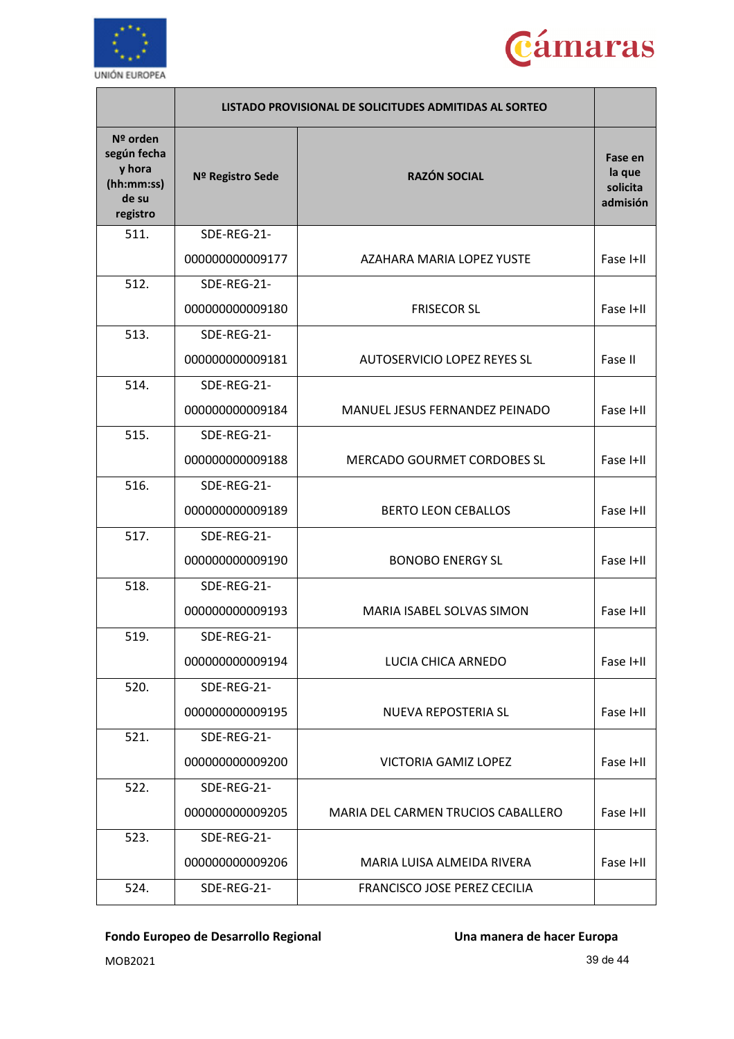| | LISTADO PROVISIONAL DE SOLICITUDES ADMITIDAS AL SORTEO | | |
|---|---|---|---|
| Nº orden según fecha y hora (hh:mm:ss) de su registro | Nº Registro Sede | RAZÓN SOCIAL | Fase en la que solicita admisión |
| 511. | SDE-REG-21-000000000009177 | AZAHARA MARIA LOPEZ YUSTE | Fase I+II |
| 512. | SDE-REG-21-000000000009180 | FRISECOR SL | Fase I+II |
| 513. | SDE-REG-21-000000000009181 | AUTOSERVICIO LOPEZ REYES SL | Fase II |
| 514. | SDE-REG-21-000000000009184 | MANUEL JESUS FERNANDEZ PEINADO | Fase I+II |
| 515. | SDE-REG-21-000000000009188 | MERCADO GOURMET CORDOBES SL | Fase I+II |
| 516. | SDE-REG-21-000000000009189 | BERTO LEON CEBALLOS | Fase I+II |
| 517. | SDE-REG-21-000000000009190 | BONOBO ENERGY SL | Fase I+II |
| 518. | SDE-REG-21-000000000009193 | MARIA ISABEL SOLVAS SIMON | Fase I+II |
| 519. | SDE-REG-21-000000000009194 | LUCIA CHICA ARNEDO | Fase I+II |
| 520. | SDE-REG-21-000000000009195 | NUEVA REPOSTERIA SL | Fase I+II |
| 521. | SDE-REG-21-000000000009200 | VICTORIA GAMIZ LOPEZ | Fase I+II |
| 522. | SDE-REG-21-000000000009205 | MARIA DEL CARMEN TRUCIOS CABALLERO | Fase I+II |
| 523. | SDE-REG-21-000000000009206 | MARIA LUISA ALMEIDA RIVERA | Fase I+II |
| 524. | SDE-REG-21- | FRANCISCO JOSE PEREZ CECILIA | |

**Fondo Europeo de Desarrollo Regional** **Una manera de hacer Europa**

MOB2021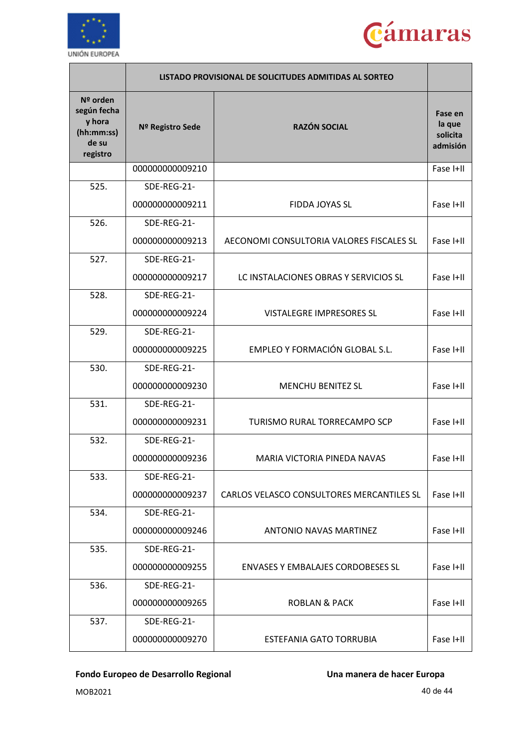| | LISTADO PROVISIONAL DE SOLICITUDES ADMITIDAS AL SORTEO | | |
|---|---|---|---|
| **Nº orden según fecha y hora (hh:mm:ss) de su registro** | **Nº Registro Sede** | **RAZÓN SOCIAL** | **Fase en la que solicita admisión** |
| | 000000000009210 | | Fase I+II |
| 525. | SDE-REG-21-000000000009211 | FIDDA JOYAS SL | Fase I+II |
| 526. | SDE-REG-21-000000000009213 | AECONOMI CONSULTORIA VALORES FISCALES SL | Fase I+II |
| 527. | SDE-REG-21-000000000009217 | LC INSTALACIONES OBRAS Y SERVICIOS SL | Fase I+II |
| 528. | SDE-REG-21-000000000009224 | VISTALEGRE IMPRESORES SL | Fase I+II |
| 529. | SDE-REG-21-000000000009225 | EMPLEO Y FORMACIÓN GLOBAL S.L. | Fase I+II |
| 530. | SDE-REG-21-000000000009230 | MENCHU BENITEZ SL | Fase I+II |
| 531. | SDE-REG-21-000000000009231 | TURISMO RURAL TORRECAMPO SCP | Fase I+II |
| 532. | SDE-REG-21-000000000009236 | MARIA VICTORIA PINEDA NAVAS | Fase I+II |
| 533. | SDE-REG-21-000000000009237 | CARLOS VELASCO CONSULTORES MERCANTILES SL | Fase I+II |
| 534. | SDE-REG-21-000000000009246 | ANTONIO NAVAS MARTINEZ | Fase I+II |
| 535. | SDE-REG-21-000000000009255 | ENVASES Y EMBALAJES CORDOBESES SL | Fase I+II |
| 536. | SDE-REG-21-000000000009265 | ROBLAN & PACK | Fase I+II |
| 537. | SDE-REG-21-000000000009270 | ESTEFANIA GATO TORRUBIA | Fase I+II |

**Fondo Europeo de Desarrollo Regional** **Una manera de hacer Europa**

MOB2021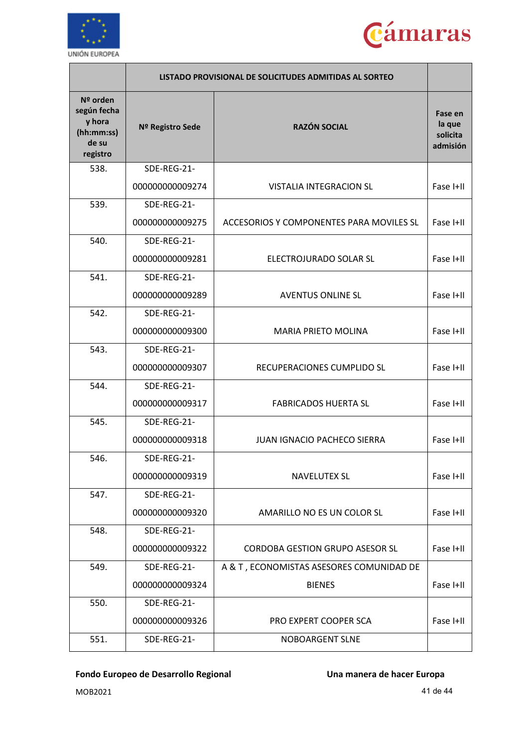| | LISTADO PROVISIONAL DE SOLICITUDES ADMITIDAS AL SORTEO | | |
|---|---|---|---|
| Nº orden según fecha y hora (hh:mm:ss) de su registro | Nº Registro Sede | RAZÓN SOCIAL | Fase en la que solicita admisión |
| 538. | SDE-REG-21-000000000009274 | VISTALIA INTEGRACION SL | Fase I+II |
| 539. | SDE-REG-21-000000000009275 | ACCESORIOS Y COMPONENTES PARA MOVILES SL | Fase I+II |
| 540. | SDE-REG-21-000000000009281 | ELECTROJURADO SOLAR SL | Fase I+II |
| 541. | SDE-REG-21-000000000009289 | AVENTUS ONLINE SL | Fase I+II |
| 542. | SDE-REG-21-000000000009300 | MARIA PRIETO MOLINA | Fase I+II |
| 543. | SDE-REG-21-000000000009307 | RECUPERACIONES CUMPLIDO SL | Fase I+II |
| 544. | SDE-REG-21-000000000009317 | FABRICADOS HUERTA SL | Fase I+II |
| 545. | SDE-REG-21-000000000009318 | JUAN IGNACIO PACHECO SIERRA | Fase I+II |
| 546. | SDE-REG-21-000000000009319 | NAVELUTEX SL | Fase I+II |
| 547. | SDE-REG-21-000000000009320 | AMARILLO NO ES UN COLOR SL | Fase I+II |
| 548. | SDE-REG-21-000000000009322 | CORDOBA GESTION GRUPO ASESOR SL | Fase I+II |
| 549. | SDE-REG-21-000000000009324 | A & T , ECONOMISTAS ASESORES COMUNIDAD DE BIENES | Fase I+II |
| 550. | SDE-REG-21-000000000009326 | PRO EXPERT COOPER SCA | Fase I+II |
| 551. | SDE-REG-21- | NOBOARGENT SLNE | |

**Fondo Europeo de Desarrollo Regional** **Una manera de hacer Europa**

MOB2021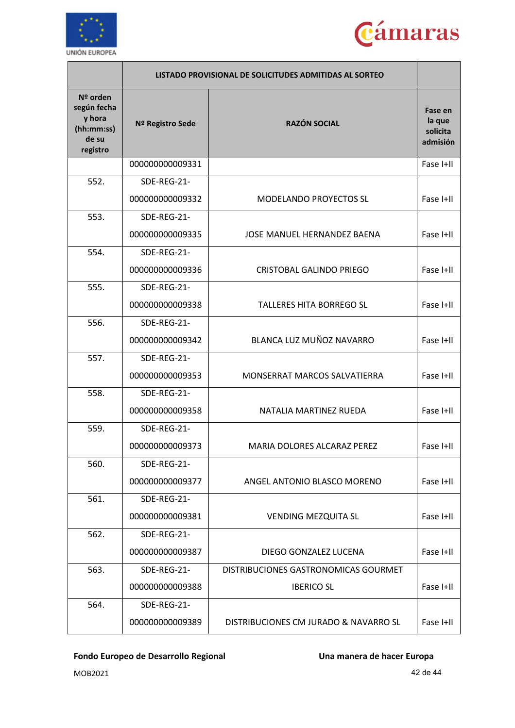| | LISTADO PROVISIONAL DE SOLICITUDES ADMITIDAS AL SORTEO | | |
|---|---|---|---|
| **Nº orden según fecha y hora (hh:mm:ss) de su registro** | **Nº Registro Sede** | **RAZÓN SOCIAL** | **Fase en la que solicita admisión** |
| | 000000000009331 | | Fase I+II |
| 552. | SDE-REG-21-000000000009332 | MODELANDO PROYECTOS SL | Fase I+II |
| 553. | SDE-REG-21-000000000009335 | JOSE MANUEL HERNANDEZ BAENA | Fase I+II |
| 554. | SDE-REG-21-000000000009336 | CRISTOBAL GALINDO PRIEGO | Fase I+II |
| 555. | SDE-REG-21-000000000009338 | TALLERES HITA BORREGO SL | Fase I+II |
| 556. | SDE-REG-21-000000000009342 | BLANCA LUZ MUÑOZ NAVARRO | Fase I+II |
| 557. | SDE-REG-21-000000000009353 | MONSERRAT MARCOS SALVATIERRA | Fase I+II |
| 558. | SDE-REG-21-000000000009358 | NATALIA MARTINEZ RUEDA | Fase I+II |
| 559. | SDE-REG-21-000000000009373 | MARIA DOLORES ALCARAZ PEREZ | Fase I+II |
| 560. | SDE-REG-21-000000000009377 | ANGEL ANTONIO BLASCO MORENO | Fase I+II |
| 561. | SDE-REG-21-000000000009381 | VENDING MEZQUITA SL | Fase I+II |
| 562. | SDE-REG-21-000000000009387 | DIEGO GONZALEZ LUCENA | Fase I+II |
| 563. | SDE-REG-21-000000000009388 | DISTRIBUCIONES GASTRONOMICAS GOURMET IBERICO SL | Fase I+II |
| 564. | SDE-REG-21-000000000009389 | DISTRIBUCIONES CM JURADO & NAVARRO SL | Fase I+II |

**Fondo Europeo de Desarrollo Regional** **Una manera de hacer Europa**

MOB2021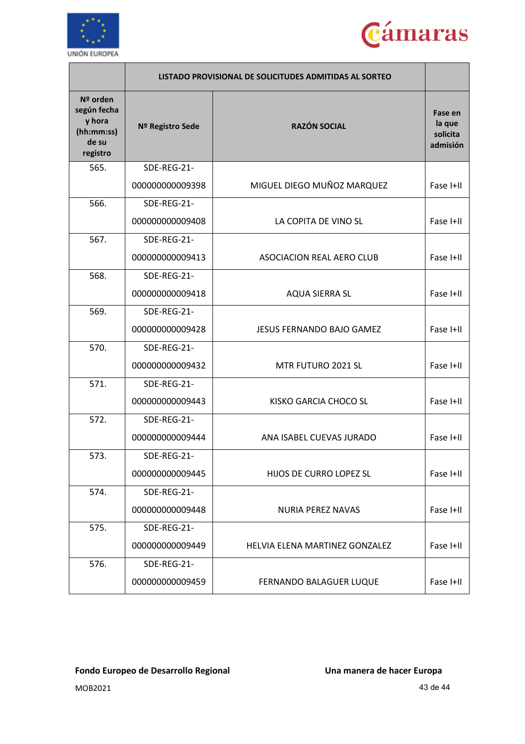| | LISTADO PROVISIONAL DE SOLICITUDES ADMITIDAS AL SORTEO | | |
|---|---|---|---|
| **Nº orden según fecha y hora (hh:mm:ss) de su registro** | **Nº Registro Sede** | **RAZÓN SOCIAL** | **Fase en la que solicita admisión** |
| 565. | SDE-REG-21-000000000009398 | MIGUEL DIEGO MUÑOZ MARQUEZ | Fase I+II |
| 566. | SDE-REG-21-000000000009408 | LA COPITA DE VINO SL | Fase I+II |
| 567. | SDE-REG-21-000000000009413 | ASOCIACION REAL AERO CLUB | Fase I+II |
| 568. | SDE-REG-21-000000000009418 | AQUA SIERRA SL | Fase I+II |
| 569. | SDE-REG-21-000000000009428 | JESUS FERNANDO BAJO GAMEZ | Fase I+II |
| 570. | SDE-REG-21-000000000009432 | MTR FUTURO 2021 SL | Fase I+II |
| 571. | SDE-REG-21-000000000009443 | KISKO GARCIA CHOCO SL | Fase I+II |
| 572. | SDE-REG-21-000000000009444 | ANA ISABEL CUEVAS JURADO | Fase I+II |
| 573. | SDE-REG-21-000000000009445 | HIJOS DE CURRO LOPEZ SL | Fase I+II |
| 574. | SDE-REG-21-000000000009448 | NURIA PEREZ NAVAS | Fase I+II |
| 575. | SDE-REG-21-000000000009449 | HELVIA ELENA MARTINEZ GONZALEZ | Fase I+II |
| 576. | SDE-REG-21-000000000009459 | FERNANDO BALAGUER LUQUE | Fase I+II |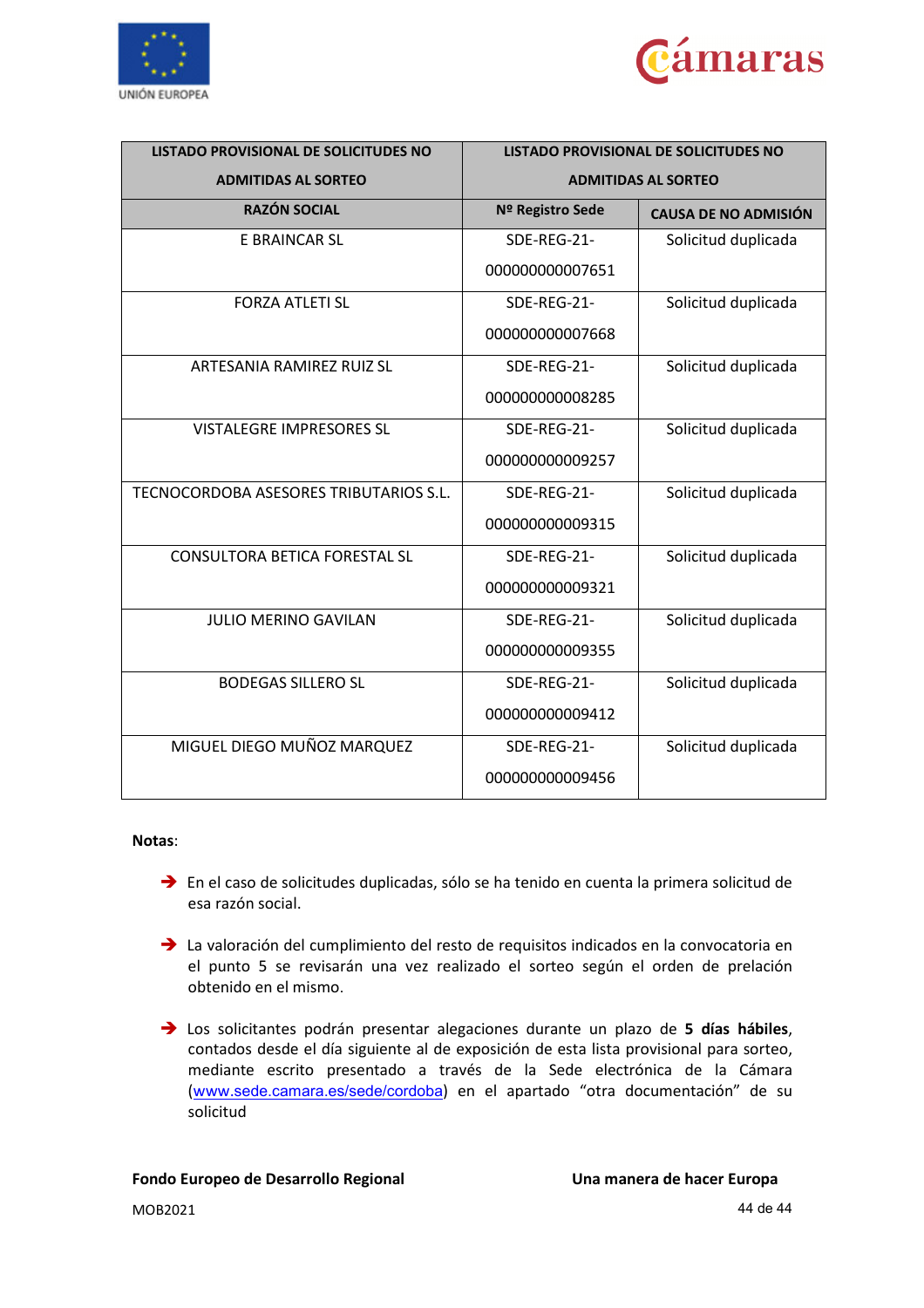| LISTADO PROVISIONAL DE SOLICITUDES NO ADMITIDAS AL SORTEO | LISTADO PROVISIONAL DE SOLICITUDES NO ADMITIDAS AL SORTEO | |
|---|---|---|
| RAZÓN SOCIAL | Nº Registro Sede | CAUSA DE NO ADMISIÓN |
| E BRAINCAR SL | SDE-REG-21-000000000007651 | Solicitud duplicada |
| FORZA ATLETI SL | SDE-REG-21-000000000007668 | Solicitud duplicada |
| ARTESANIA RAMIREZ RUIZ SL | SDE-REG-21-000000000008285 | Solicitud duplicada |
| VISTALEGRE IMPRESORES SL | SDE-REG-21-000000000009257 | Solicitud duplicada |
| TECNOCORDOBA ASESORES TRIBUTARIOS S.L. | SDE-REG-21-000000000009315 | Solicitud duplicada |
| CONSULTORA BETICA FORESTAL SL | SDE-REG-21-000000000009321 | Solicitud duplicada |
| JULIO MERINO GAVILAN | SDE-REG-21-000000000009355 | Solicitud duplicada |
| BODEGAS SILLERO SL | SDE-REG-21-000000000009412 | Solicitud duplicada |
| MIGUEL DIEGO MUÑOZ MARQUEZ | SDE-REG-21-000000000009456 | Solicitud duplicada |

**Notas**:

- En el caso de solicitudes duplicadas, sólo se ha tenido en cuenta la primera solicitud de esa razón social.
- La valoración del cumplimiento del resto de requisitos indicados en la convocatoria en el punto 5 se revisarán una vez realizado el sorteo según el orden de prelación obtenido en el mismo.
- Los solicitantes podrán presentar alegaciones durante un plazo de **5 días hábiles**, contados desde el día siguiente al de exposición de esta lista provisional para sorteo, mediante escrito presentado a través de la Sede electrónica de la Cámara (www.sede.camara.es/sede/cordoba) en el apartado "otra documentación" de su solicitud